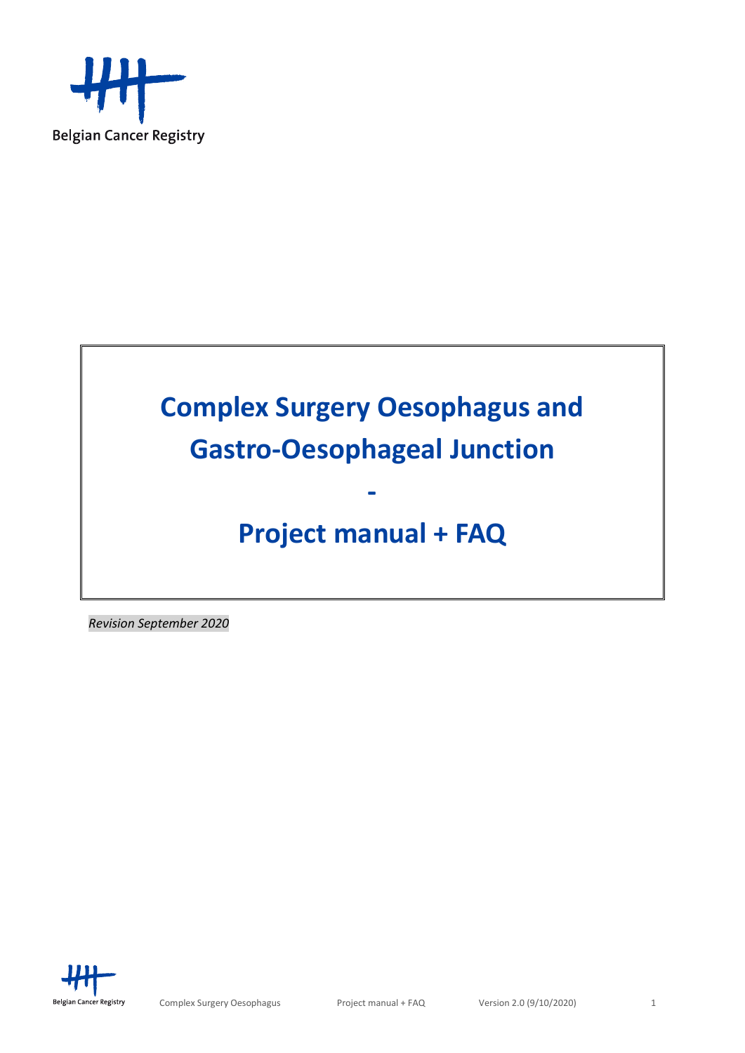Belgian Cancer Registry

# Complex Surgery Oesophagus and Gastro-Oesophageal Junction

-

# Project manual + FAQ

*Revision September 2020*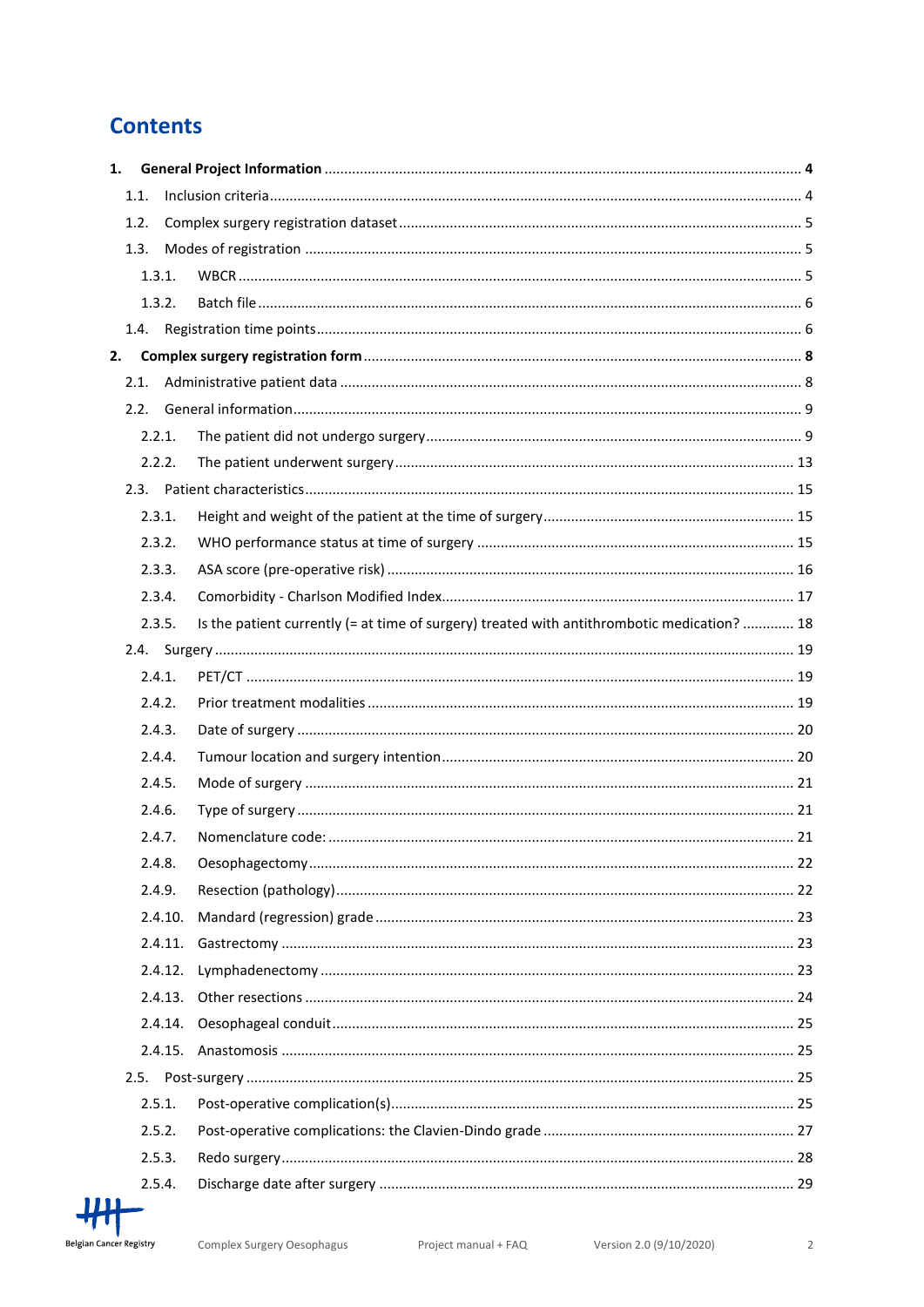# Contents

1. **General Project Information** .......... **4**
   - 1.1. Inclusion criteria .......... 4
   - 1.2. Complex surgery registration dataset .......... 5
   - 1.3. Modes of registration .......... 5
     - 1.3.1. WBCR .......... 5
     - 1.3.2. Batch file .......... 6
   - 1.4. Registration time points .......... 6
2. **Complex surgery registration form** .......... **8**
   - 2.1. Administrative patient data .......... 8
   - 2.2. General information .......... 9
     - 2.2.1. The patient did not undergo surgery .......... 9
     - 2.2.2. The patient underwent surgery .......... 13
   - 2.3. Patient characteristics .......... 15
     - 2.3.1. Height and weight of the patient at the time of surgery .......... 15
     - 2.3.2. WHO performance status at time of surgery .......... 15
     - 2.3.3. ASA score (pre-operative risk) .......... 16
     - 2.3.4. Comorbidity - Charlson Modified Index .......... 17
     - 2.3.5. Is the patient currently (= at time of surgery) treated with antithrombotic medication? .......... 18
   - 2.4. Surgery .......... 19
     - 2.4.1. PET/CT .......... 19
     - 2.4.2. Prior treatment modalities .......... 19
     - 2.4.3. Date of surgery .......... 20
     - 2.4.4. Tumour location and surgery intention .......... 20
     - 2.4.5. Mode of surgery .......... 21
     - 2.4.6. Type of surgery .......... 21
     - 2.4.7. Nomenclature code: .......... 21
     - 2.4.8. Oesophagectomy .......... 22
     - 2.4.9. Resection (pathology) .......... 22
     - 2.4.10. Mandard (regression) grade .......... 23
     - 2.4.11. Gastrectomy .......... 23
     - 2.4.12. Lymphadenectomy .......... 23
     - 2.4.13. Other resections .......... 24
     - 2.4.14. Oesophageal conduit .......... 25
     - 2.4.15. Anastomosis .......... 25
   - 2.5. Post-surgery .......... 25
     - 2.5.1. Post-operative complication(s) .......... 25
     - 2.5.2. Post-operative complications: the Clavien-Dindo grade .......... 27
     - 2.5.3. Redo surgery .......... 28
     - 2.5.4. Discharge date after surgery .......... 29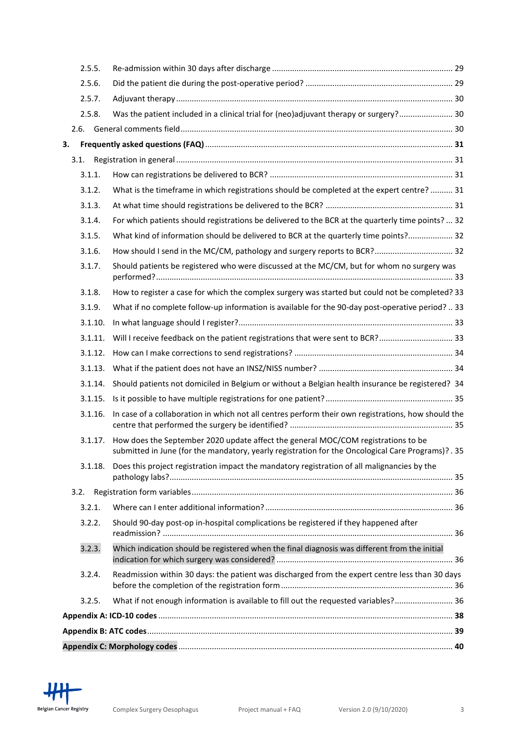2.5.5. Re-admission within 30 days after discharge ..... 29

2.5.6. Did the patient die during the post-operative period? ..... 29

2.5.7. Adjuvant therapy ..... 30

2.5.8. Was the patient included in a clinical trial for (neo)adjuvant therapy or surgery? ..... 30

2.6. General comments field ..... 30

**3. Frequently asked questions (FAQ) ..... 31**

3.1. Registration in general ..... 31

3.1.1. How can registrations be delivered to BCR? ..... 31

3.1.2. What is the timeframe in which registrations should be completed at the expert centre? ..... 31

3.1.3. At what time should registrations be delivered to the BCR? ..... 31

3.1.4. For which patients should registrations be delivered to the BCR at the quarterly time points? ..... 32

3.1.5. What kind of information should be delivered to BCR at the quarterly time points? ..... 32

3.1.6. How should I send in the MC/CM, pathology and surgery reports to BCR? ..... 32

3.1.7. Should patients be registered who were discussed at the MC/CM, but for whom no surgery was performed? ..... 33

3.1.8. How to register a case for which the complex surgery was started but could not be completed? 33

3.1.9. What if no complete follow-up information is available for the 90-day post-operative period? ..... 33

3.1.10. In what language should I register? ..... 33

3.1.11. Will I receive feedback on the patient registrations that were sent to BCR? ..... 33

3.1.12. How can I make corrections to send registrations? ..... 34

3.1.13. What if the patient does not have an INSZ/NISS number? ..... 34

3.1.14. Should patients not domiciled in Belgium or without a Belgian health insurance be registered? 34

3.1.15. Is it possible to have multiple registrations for one patient? ..... 35

3.1.16. In case of a collaboration in which not all centres perform their own registrations, how should the centre that performed the surgery be identified? ..... 35

3.1.17. How does the September 2020 update affect the general MOC/COM registrations to be submitted in June (for the mandatory, yearly registration for the Oncological Care Programs)? . 35

3.1.18. Does this project registration impact the mandatory registration of all malignancies by the pathology labs? ..... 35

3.2. Registration form variables ..... 36

3.2.1. Where can I enter additional information? ..... 36

3.2.2. Should 90-day post-op in-hospital complications be registered if they happened after readmission? ..... 36

3.2.3. Which indication should be registered when the final diagnosis was different from the initial indication for which surgery was considered? ..... 36

3.2.4. Readmission within 30 days: the patient was discharged from the expert centre less than 30 days before the completion of the registration form ..... 36

3.2.5. What if not enough information is available to fill out the requested variables? ..... 36

**Appendix A: ICD-10 codes ..... 38**

**Appendix B: ATC codes ..... 39**

**Appendix C: Morphology codes ..... 40**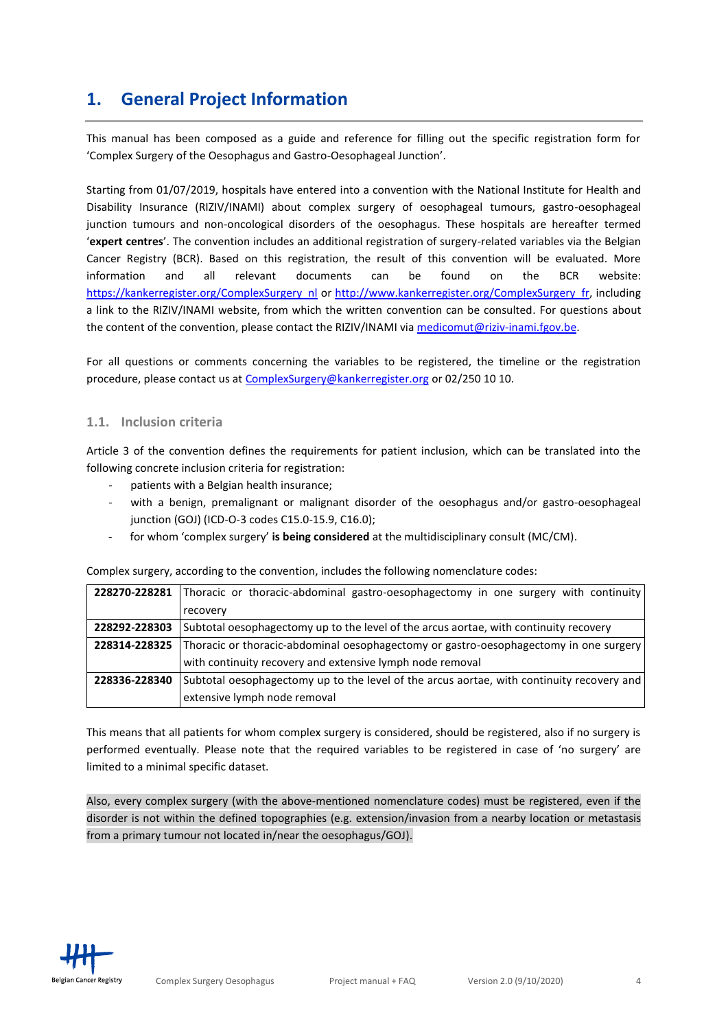# 1. General Project Information

This manual has been composed as a guide and reference for filling out the specific registration form for 'Complex Surgery of the Oesophagus and Gastro-Oesophageal Junction'.

Starting from 01/07/2019, hospitals have entered into a convention with the National Institute for Health and Disability Insurance (RIZIV/INAMI) about complex surgery of oesophageal tumours, gastro-oesophageal junction tumours and non-oncological disorders of the oesophagus. These hospitals are hereafter termed '**expert centres**'. The convention includes an additional registration of surgery-related variables via the Belgian Cancer Registry (BCR). Based on this registration, the result of this convention will be evaluated. More information and all relevant documents can be found on the BCR website: https://kankerregister.org/ComplexSurgery_nl or http://www.kankerregister.org/ComplexSurgery_fr, including a link to the RIZIV/INAMI website, from which the written convention can be consulted. For questions about the content of the convention, please contact the RIZIV/INAMI via medicomut@riziv-inami.fgov.be.

For all questions or comments concerning the variables to be registered, the timeline or the registration procedure, please contact us at ComplexSurgery@kankerregister.org or 02/250 10 10.

## 1.1. Inclusion criteria

Article 3 of the convention defines the requirements for patient inclusion, which can be translated into the following concrete inclusion criteria for registration:

- patients with a Belgian health insurance;
- with a benign, premalignant or malignant disorder of the oesophagus and/or gastro-oesophageal junction (GOJ) (ICD-O-3 codes C15.0-15.9, C16.0);
- for whom 'complex surgery' **is being considered** at the multidisciplinary consult (MC/CM).

Complex surgery, according to the convention, includes the following nomenclature codes:

| | |
|---|---|
| **228270-228281** | Thoracic or thoracic-abdominal gastro-oesophagectomy in one surgery with continuity recovery |
| **228292-228303** | Subtotal oesophagectomy up to the level of the arcus aortae, with continuity recovery |
| **228314-228325** | Thoracic or thoracic-abdominal oesophagectomy or gastro-oesophagectomy in one surgery with continuity recovery and extensive lymph node removal |
| **228336-228340** | Subtotal oesophagectomy up to the level of the arcus aortae, with continuity recovery and extensive lymph node removal |

This means that all patients for whom complex surgery is considered, should be registered, also if no surgery is performed eventually. Please note that the required variables to be registered in case of 'no surgery' are limited to a minimal specific dataset.

Also, every complex surgery (with the above-mentioned nomenclature codes) must be registered, even if the disorder is not within the defined topographies (e.g. extension/invasion from a nearby location or metastasis from a primary tumour not located in/near the oesophagus/GOJ).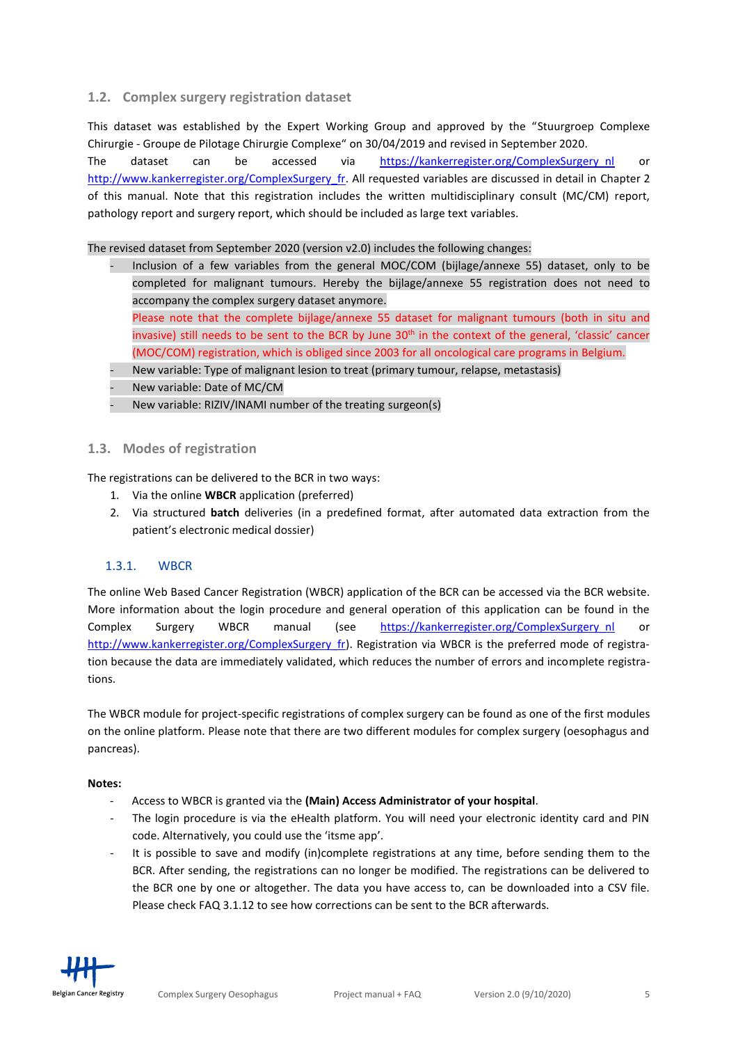## 1.2. Complex surgery registration dataset

This dataset was established by the Expert Working Group and approved by the "Stuurgroep Complexe Chirurgie - Groupe de Pilotage Chirurgie Complexe" on 30/04/2019 and revised in September 2020. The dataset can be accessed via https://kankerregister.org/ComplexSurgery_nl or http://www.kankerregister.org/ComplexSurgery_fr. All requested variables are discussed in detail in Chapter 2 of this manual. Note that this registration includes the written multidisciplinary consult (MC/CM) report, pathology report and surgery report, which should be included as large text variables.

The revised dataset from September 2020 (version v2.0) includes the following changes:

- Inclusion of a few variables from the general MOC/COM (bijlage/annexe 55) dataset, only to be completed for malignant tumours. Hereby the bijlage/annexe 55 registration does not need to accompany the complex surgery dataset anymore.
  Please note that the complete bijlage/annexe 55 dataset for malignant tumours (both in situ and invasive) still needs to be sent to the BCR by June 30th in the context of the general, 'classic' cancer (MOC/COM) registration, which is obliged since 2003 for all oncological care programs in Belgium.
- New variable: Type of malignant lesion to treat (primary tumour, relapse, metastasis)
- New variable: Date of MC/CM
- New variable: RIZIV/INAMI number of the treating surgeon(s)

## 1.3. Modes of registration

The registrations can be delivered to the BCR in two ways:

1. Via the online **WBCR** application (preferred)
2. Via structured **batch** deliveries (in a predefined format, after automated data extraction from the patient's electronic medical dossier)

### 1.3.1. WBCR

The online Web Based Cancer Registration (WBCR) application of the BCR can be accessed via the BCR website. More information about the login procedure and general operation of this application can be found in the Complex Surgery WBCR manual (see https://kankerregister.org/ComplexSurgery_nl or http://www.kankerregister.org/ComplexSurgery_fr). Registration via WBCR is the preferred mode of registration because the data are immediately validated, which reduces the number of errors and incomplete registrations.

The WBCR module for project-specific registrations of complex surgery can be found as one of the first modules on the online platform. Please note that there are two different modules for complex surgery (oesophagus and pancreas).

**Notes:**

- Access to WBCR is granted via the **(Main) Access Administrator of your hospital**.
- The login procedure is via the eHealth platform. You will need your electronic identity card and PIN code. Alternatively, you could use the 'itsme app'.
- It is possible to save and modify (in)complete registrations at any time, before sending them to the BCR. After sending, the registrations can no longer be modified. The registrations can be delivered to the BCR one by one or altogether. The data you have access to, can be downloaded into a CSV file. Please check FAQ 3.1.12 to see how corrections can be sent to the BCR afterwards.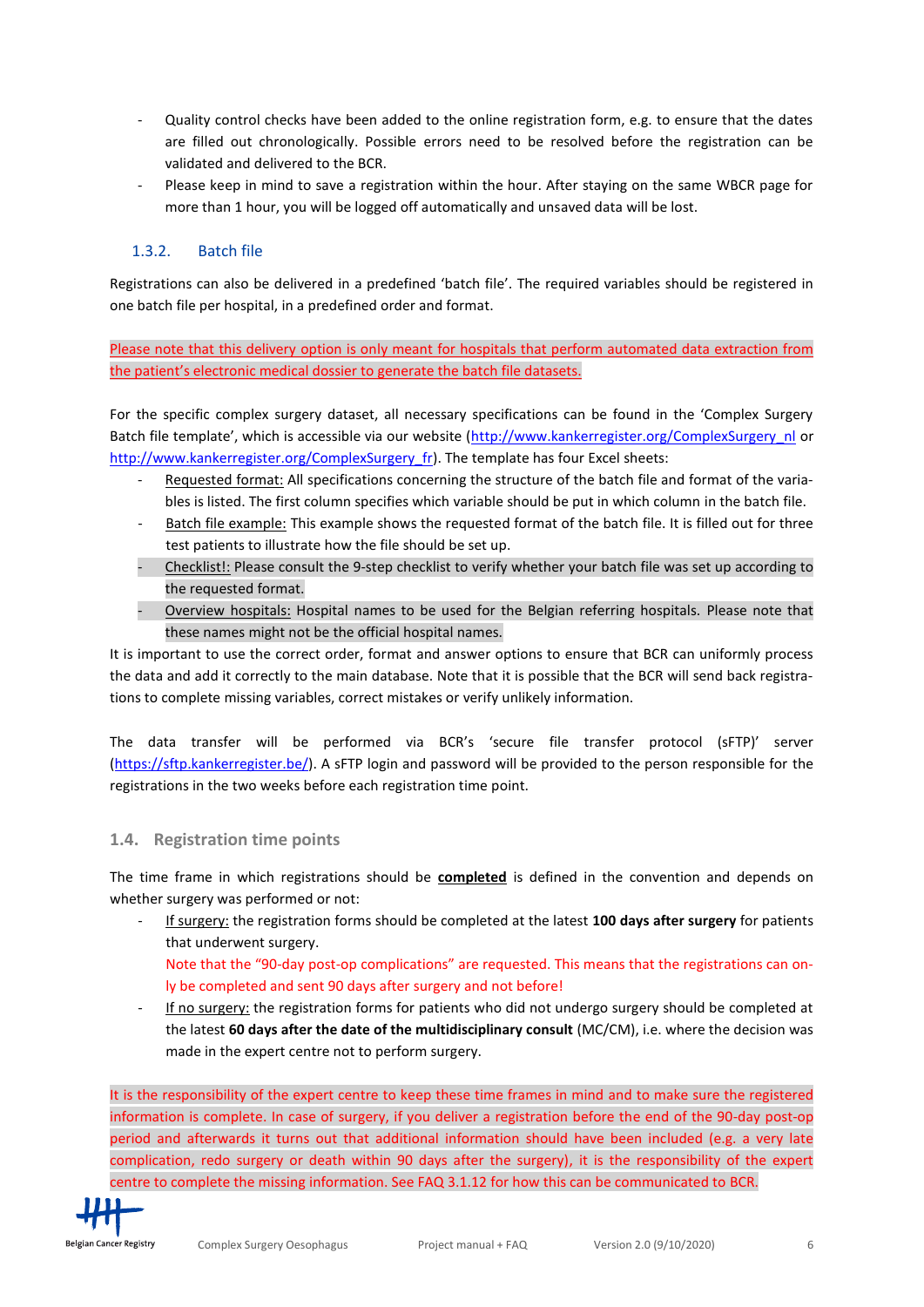- Quality control checks have been added to the online registration form, e.g. to ensure that the dates are filled out chronologically. Possible errors need to be resolved before the registration can be validated and delivered to the BCR.
- Please keep in mind to save a registration within the hour. After staying on the same WBCR page for more than 1 hour, you will be logged off automatically and unsaved data will be lost.

### 1.3.2. Batch file

Registrations can also be delivered in a predefined 'batch file'. The required variables should be registered in one batch file per hospital, in a predefined order and format.

Please note that this delivery option is only meant for hospitals that perform automated data extraction from the patient's electronic medical dossier to generate the batch file datasets.

For the specific complex surgery dataset, all necessary specifications can be found in the 'Complex Surgery Batch file template', which is accessible via our website (http://www.kankerregister.org/ComplexSurgery_nl or http://www.kankerregister.org/ComplexSurgery_fr). The template has four Excel sheets:

- Requested format: All specifications concerning the structure of the batch file and format of the variables is listed. The first column specifies which variable should be put in which column in the batch file.
- Batch file example: This example shows the requested format of the batch file. It is filled out for three test patients to illustrate how the file should be set up.
- Checklist!: Please consult the 9-step checklist to verify whether your batch file was set up according to the requested format.
- Overview hospitals: Hospital names to be used for the Belgian referring hospitals. Please note that these names might not be the official hospital names.

It is important to use the correct order, format and answer options to ensure that BCR can uniformly process the data and add it correctly to the main database. Note that it is possible that the BCR will send back registrations to complete missing variables, correct mistakes or verify unlikely information.

The data transfer will be performed via BCR's 'secure file transfer protocol (sFTP)' server (https://sftp.kankerregister.be/). A sFTP login and password will be provided to the person responsible for the registrations in the two weeks before each registration time point.

## 1.4. Registration time points

The time frame in which registrations should be **completed** is defined in the convention and depends on whether surgery was performed or not:

- If surgery: the registration forms should be completed at the latest **100 days after surgery** for patients that underwent surgery.
  Note that the "90-day post-op complications" are requested. This means that the registrations can only be completed and sent 90 days after surgery and not before!
- If no surgery: the registration forms for patients who did not undergo surgery should be completed at the latest **60 days after the date of the multidisciplinary consult** (MC/CM), i.e. where the decision was made in the expert centre not to perform surgery.

It is the responsibility of the expert centre to keep these time frames in mind and to make sure the registered information is complete. In case of surgery, if you deliver a registration before the end of the 90-day post-op period and afterwards it turns out that additional information should have been included (e.g. a very late complication, redo surgery or death within 90 days after the surgery), it is the responsibility of the expert centre to complete the missing information. See FAQ 3.1.12 for how this can be communicated to BCR.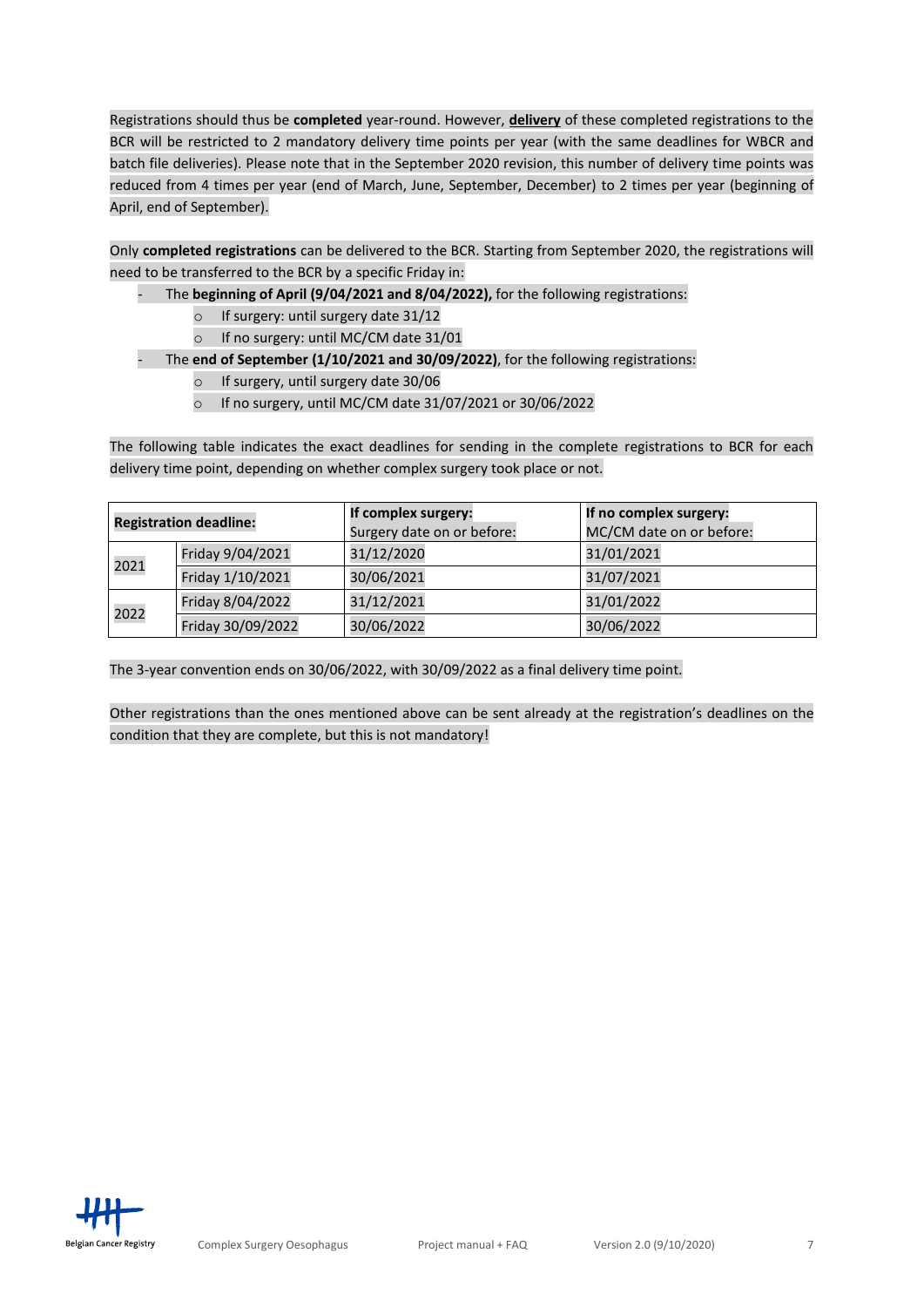Registrations should thus be **completed** year-round. However, **delivery** of these completed registrations to the BCR will be restricted to 2 mandatory delivery time points per year (with the same deadlines for WBCR and batch file deliveries). Please note that in the September 2020 revision, this number of delivery time points was reduced from 4 times per year (end of March, June, September, December) to 2 times per year (beginning of April, end of September).

Only **completed registrations** can be delivered to the BCR. Starting from September 2020, the registrations will need to be transferred to the BCR by a specific Friday in:

- The **beginning of April (9/04/2021 and 8/04/2022),** for the following registrations:
  - If surgery: until surgery date 31/12
  - If no surgery: until MC/CM date 31/01
- The **end of September (1/10/2021 and 30/09/2022)**, for the following registrations:
  - If surgery, until surgery date 30/06
  - If no surgery, until MC/CM date 31/07/2021 or 30/06/2022

The following table indicates the exact deadlines for sending in the complete registrations to BCR for each delivery time point, depending on whether complex surgery took place or not.

| **Registration deadline:** | | **If complex surgery:** Surgery date on or before: | **If no complex surgery:** MC/CM date on or before: |
|---|---|---|---|
| 2021 | Friday 9/04/2021 | 31/12/2020 | 31/01/2021 |
| | Friday 1/10/2021 | 30/06/2021 | 31/07/2021 |
| 2022 | Friday 8/04/2022 | 31/12/2021 | 31/01/2022 |
| | Friday 30/09/2022 | 30/06/2022 | 30/06/2022 |

The 3-year convention ends on 30/06/2022, with 30/09/2022 as a final delivery time point.

Other registrations than the ones mentioned above can be sent already at the registration's deadlines on the condition that they are complete, but this is not mandatory!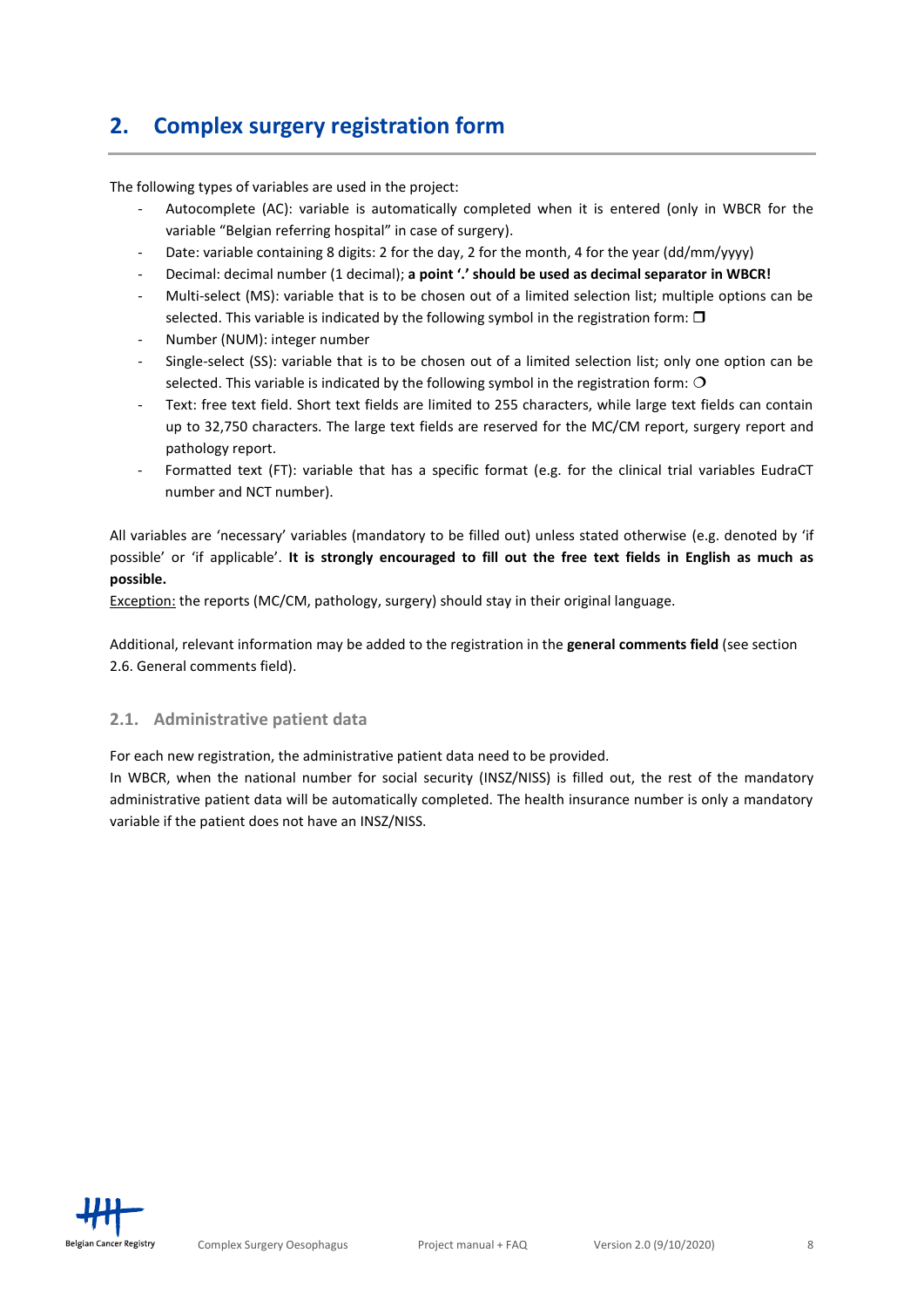# 2. Complex surgery registration form

The following types of variables are used in the project:

- Autocomplete (AC): variable is automatically completed when it is entered (only in WBCR for the variable "Belgian referring hospital" in case of surgery).
- Date: variable containing 8 digits: 2 for the day, 2 for the month, 4 for the year (dd/mm/yyyy)
- Decimal: decimal number (1 decimal); **a point '.' should be used as decimal separator in WBCR!**
- Multi-select (MS): variable that is to be chosen out of a limited selection list; multiple options can be selected. This variable is indicated by the following symbol in the registration form: ❒
- Number (NUM): integer number
- Single-select (SS): variable that is to be chosen out of a limited selection list; only one option can be selected. This variable is indicated by the following symbol in the registration form: ❍
- Text: free text field. Short text fields are limited to 255 characters, while large text fields can contain up to 32,750 characters. The large text fields are reserved for the MC/CM report, surgery report and pathology report.
- Formatted text (FT): variable that has a specific format (e.g. for the clinical trial variables EudraCT number and NCT number).

All variables are 'necessary' variables (mandatory to be filled out) unless stated otherwise (e.g. denoted by 'if possible' or 'if applicable'. **It is strongly encouraged to fill out the free text fields in English as much as possible.**

Exception: the reports (MC/CM, pathology, surgery) should stay in their original language.

Additional, relevant information may be added to the registration in the **general comments field** (see section 2.6. General comments field).

## 2.1. Administrative patient data

For each new registration, the administrative patient data need to be provided.

In WBCR, when the national number for social security (INSZ/NISS) is filled out, the rest of the mandatory administrative patient data will be automatically completed. The health insurance number is only a mandatory variable if the patient does not have an INSZ/NISS.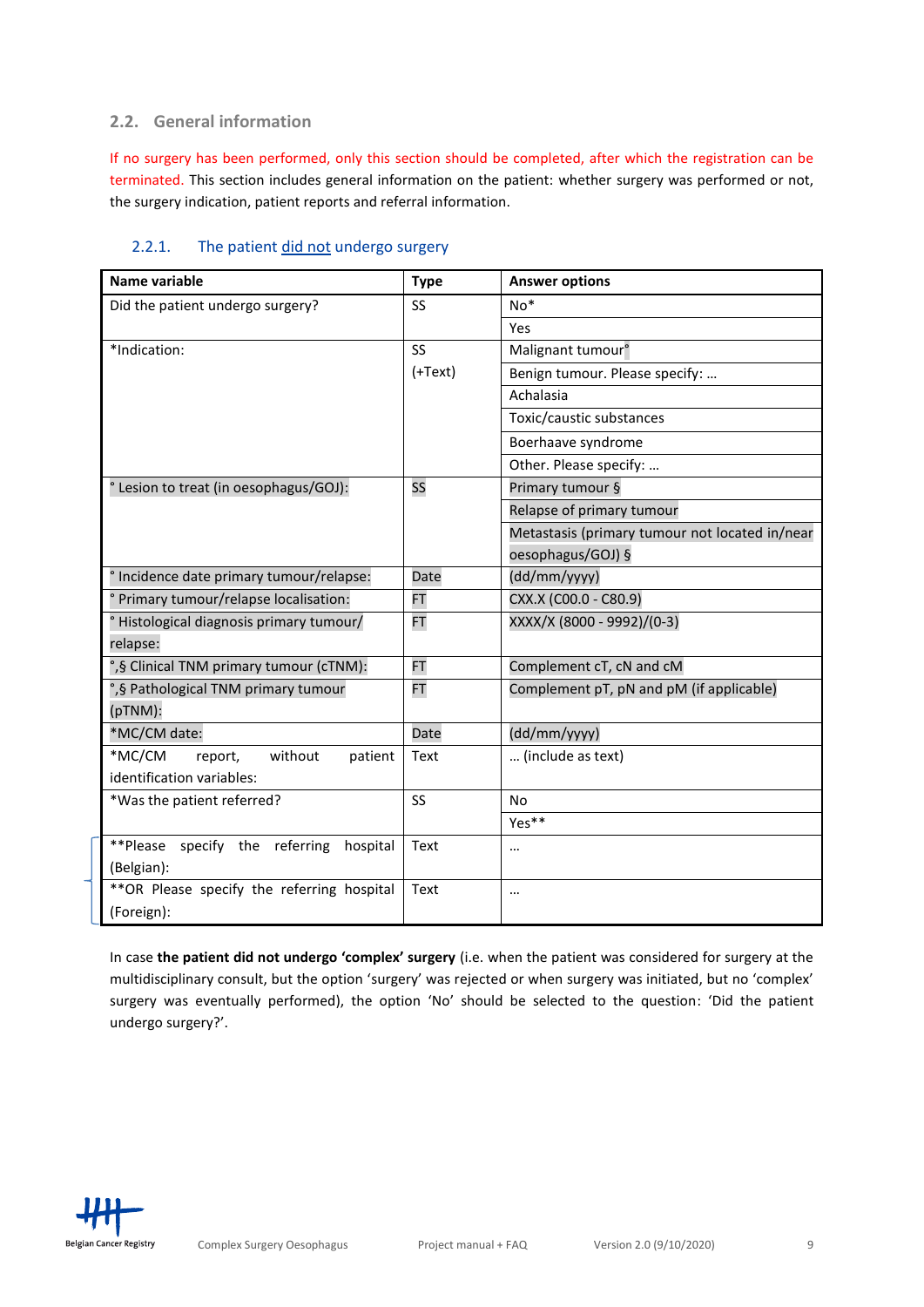## 2.2. General information

If no surgery has been performed, only this section should be completed, after which the registration can be terminated. This section includes general information on the patient: whether surgery was performed or not, the surgery indication, patient reports and referral information.

### 2.2.1. The patient did not undergo surgery

| Name variable | Type | Answer options |
|---|---|---|
| Did the patient undergo surgery? | SS | No* |
| | | Yes |
| *Indication: | SS (+Text) | Malignant tumour° |
| | | Benign tumour. Please specify: … |
| | | Achalasia |
| | | Toxic/caustic substances |
| | | Boerhaave syndrome |
| | | Other. Please specify: … |
| ° Lesion to treat (in oesophagus/GOJ): | SS | Primary tumour § |
| | | Relapse of primary tumour |
| | | Metastasis (primary tumour not located in/near oesophagus/GOJ) § |
| ° Incidence date primary tumour/relapse: | Date | (dd/mm/yyyy) |
| ° Primary tumour/relapse localisation: | FT | CXX.X (C00.0 - C80.9) |
| ° Histological diagnosis primary tumour/ relapse: | FT | XXXX/X (8000 - 9992)/(0-3) |
| °,§ Clinical TNM primary tumour (cTNM): | FT | Complement cT, cN and cM |
| °,§ Pathological TNM primary tumour (pTNM): | FT | Complement pT, pN and pM (if applicable) |
| *MC/CM date: | Date | (dd/mm/yyyy) |
| *MC/CM report, without patient identification variables: | Text | … (include as text) |
| *Was the patient referred? | SS | No |
| | | Yes** |
| **Please specify the referring hospital (Belgian): | Text | … |
| **OR Please specify the referring hospital (Foreign): | Text | … |

In case **the patient did not undergo 'complex' surgery** (i.e. when the patient was considered for surgery at the multidisciplinary consult, but the option 'surgery' was rejected or when surgery was initiated, but no 'complex' surgery was eventually performed), the option 'No' should be selected to the question: 'Did the patient undergo surgery?'.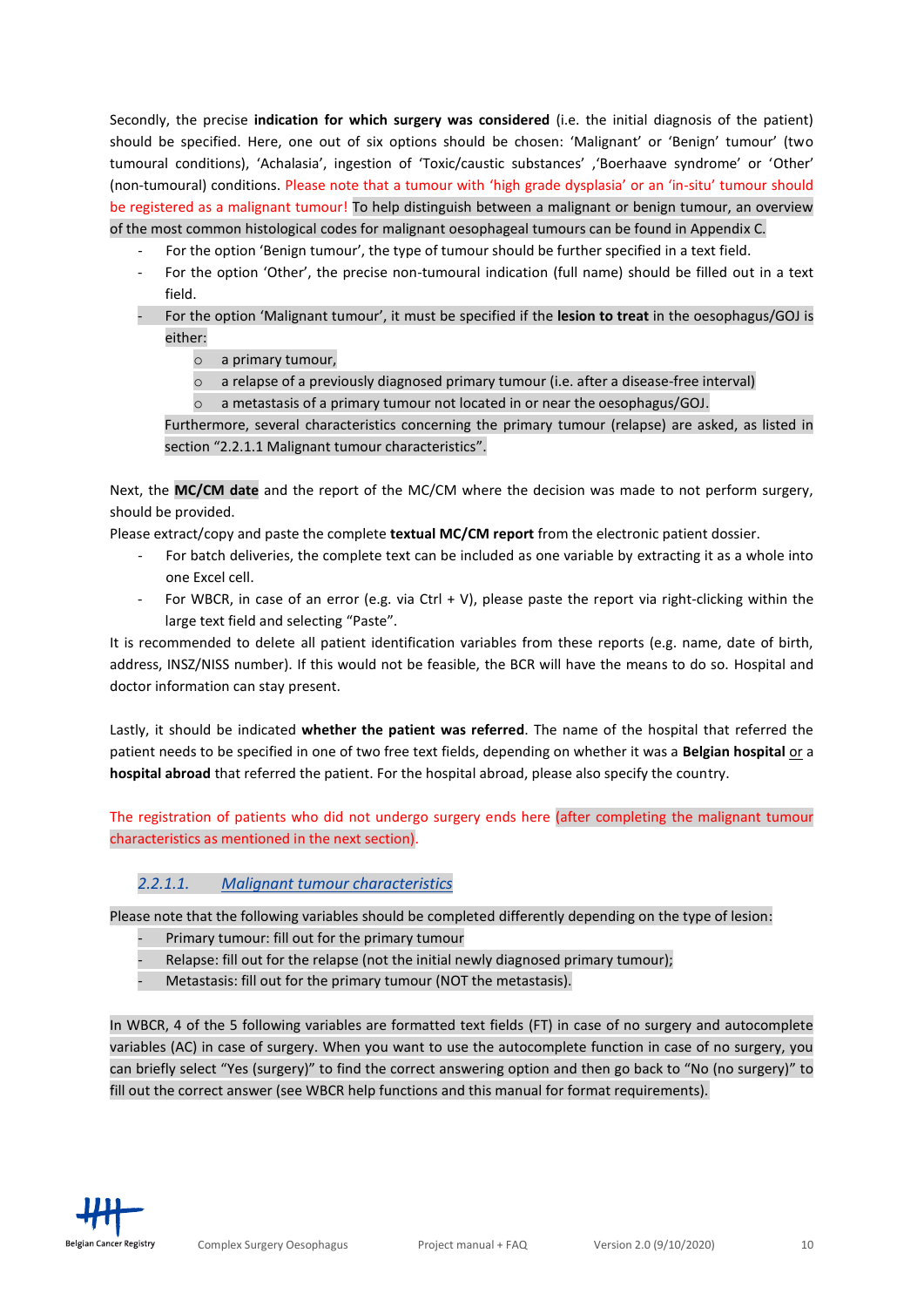Secondly, the precise **indication for which surgery was considered** (i.e. the initial diagnosis of the patient) should be specified. Here, one out of six options should be chosen: 'Malignant' or 'Benign' tumour' (two tumoural conditions), 'Achalasia', ingestion of 'Toxic/caustic substances' ,'Boerhaave syndrome' or 'Other' (non-tumoural) conditions. Please note that a tumour with 'high grade dysplasia' or an 'in-situ' tumour should be registered as a malignant tumour! To help distinguish between a malignant or benign tumour, an overview of the most common histological codes for malignant oesophageal tumours can be found in Appendix C.

- For the option 'Benign tumour', the type of tumour should be further specified in a text field.
- For the option 'Other', the precise non-tumoural indication (full name) should be filled out in a text field.
- For the option 'Malignant tumour', it must be specified if the **lesion to treat** in the oesophagus/GOJ is either:
  - a primary tumour,
  - a relapse of a previously diagnosed primary tumour (i.e. after a disease-free interval)
  - a metastasis of a primary tumour not located in or near the oesophagus/GOJ.

  Furthermore, several characteristics concerning the primary tumour (relapse) are asked, as listed in section "2.2.1.1 Malignant tumour characteristics".

Next, the **MC/CM date** and the report of the MC/CM where the decision was made to not perform surgery, should be provided.

Please extract/copy and paste the complete **textual MC/CM report** from the electronic patient dossier.

- For batch deliveries, the complete text can be included as one variable by extracting it as a whole into one Excel cell.
- For WBCR, in case of an error (e.g. via Ctrl + V), please paste the report via right-clicking within the large text field and selecting "Paste".

It is recommended to delete all patient identification variables from these reports (e.g. name, date of birth, address, INSZ/NISS number). If this would not be feasible, the BCR will have the means to do so. Hospital and doctor information can stay present.

Lastly, it should be indicated **whether the patient was referred**. The name of the hospital that referred the patient needs to be specified in one of two free text fields, depending on whether it was a **Belgian hospital** or a **hospital abroad** that referred the patient. For the hospital abroad, please also specify the country.

The registration of patients who did not undergo surgery ends here (after completing the malignant tumour characteristics as mentioned in the next section).

#### *2.2.1.1. Malignant tumour characteristics*

Please note that the following variables should be completed differently depending on the type of lesion:

- Primary tumour: fill out for the primary tumour
- Relapse: fill out for the relapse (not the initial newly diagnosed primary tumour);
- Metastasis: fill out for the primary tumour (NOT the metastasis).

In WBCR, 4 of the 5 following variables are formatted text fields (FT) in case of no surgery and autocomplete variables (AC) in case of surgery. When you want to use the autocomplete function in case of no surgery, you can briefly select "Yes (surgery)" to find the correct answering option and then go back to "No (no surgery)" to fill out the correct answer (see WBCR help functions and this manual for format requirements).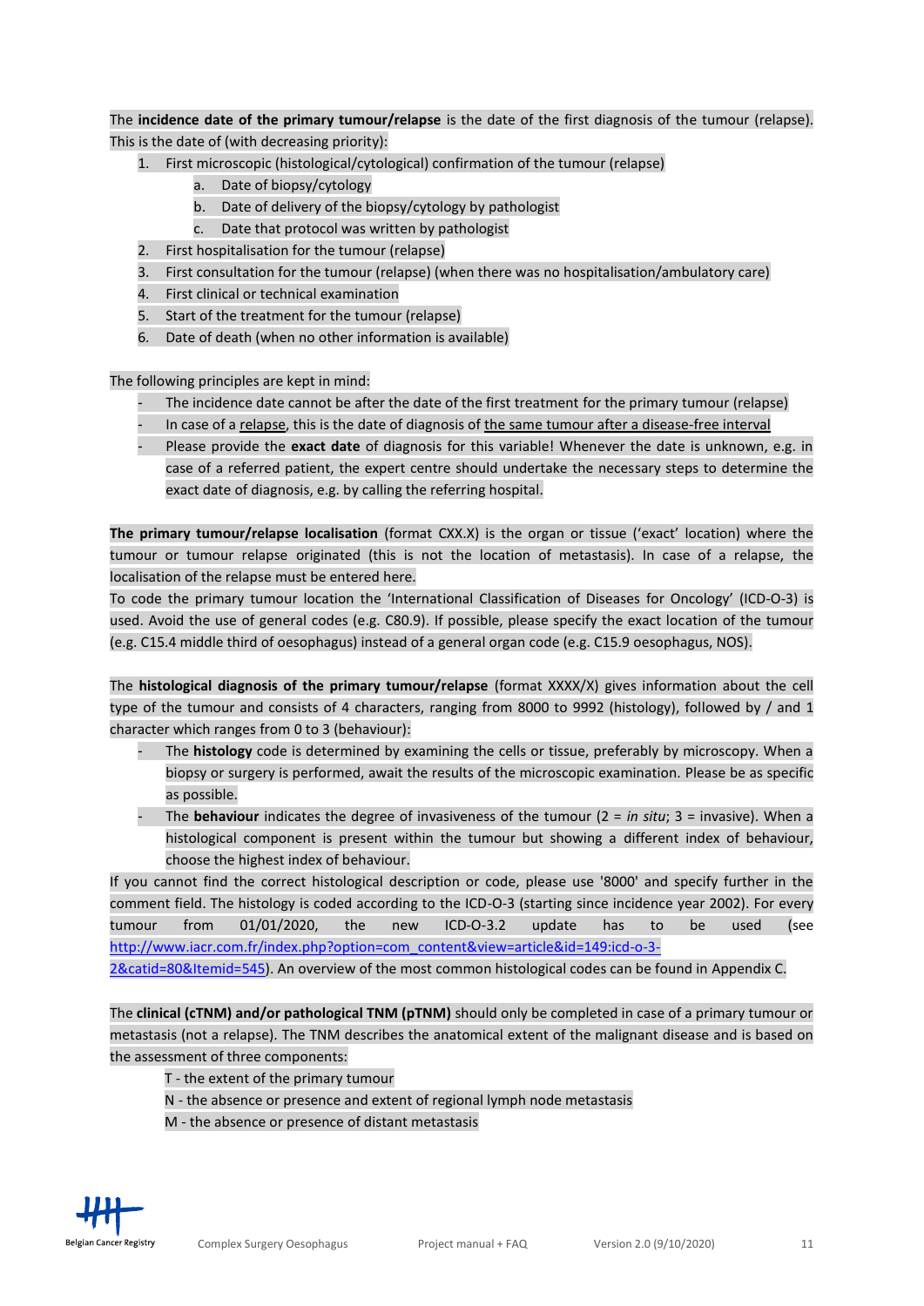The **incidence date of the primary tumour/relapse** is the date of the first diagnosis of the tumour (relapse). This is the date of (with decreasing priority):

1. First microscopic (histological/cytological) confirmation of the tumour (relapse)
    a. Date of biopsy/cytology
    b. Date of delivery of the biopsy/cytology by pathologist
    c. Date that protocol was written by pathologist
2. First hospitalisation for the tumour (relapse)
3. First consultation for the tumour (relapse) (when there was no hospitalisation/ambulatory care)
4. First clinical or technical examination
5. Start of the treatment for the tumour (relapse)
6. Date of death (when no other information is available)

The following principles are kept in mind:

- The incidence date cannot be after the date of the first treatment for the primary tumour (relapse)
- In case of a relapse, this is the date of diagnosis of the same tumour after a disease-free interval
- Please provide the **exact date** of diagnosis for this variable! Whenever the date is unknown, e.g. in case of a referred patient, the expert centre should undertake the necessary steps to determine the exact date of diagnosis, e.g. by calling the referring hospital.

**The primary tumour/relapse localisation** (format CXX.X) is the organ or tissue ('exact' location) where the tumour or tumour relapse originated (this is not the location of metastasis). In case of a relapse, the localisation of the relapse must be entered here.
To code the primary tumour location the 'International Classification of Diseases for Oncology' (ICD-O-3) is used. Avoid the use of general codes (e.g. C80.9). If possible, please specify the exact location of the tumour (e.g. C15.4 middle third of oesophagus) instead of a general organ code (e.g. C15.9 oesophagus, NOS).

The **histological diagnosis of the primary tumour/relapse** (format XXXX/X) gives information about the cell type of the tumour and consists of 4 characters, ranging from 8000 to 9992 (histology), followed by / and 1 character which ranges from 0 to 3 (behaviour):

- The **histology** code is determined by examining the cells or tissue, preferably by microscopy. When a biopsy or surgery is performed, await the results of the microscopic examination. Please be as specific as possible.
- The **behaviour** indicates the degree of invasiveness of the tumour (2 = *in situ*; 3 = invasive). When a histological component is present within the tumour but showing a different index of behaviour, choose the highest index of behaviour.

If you cannot find the correct histological description or code, please use '8000' and specify further in the comment field. The histology is coded according to the ICD-O-3 (starting since incidence year 2002). For every tumour from 01/01/2020, the new ICD-O-3.2 update has to be used (see http://www.iacr.com.fr/index.php?option=com_content&view=article&id=149:icd-o-3-2&catid=80&Itemid=545). An overview of the most common histological codes can be found in Appendix C.

The **clinical (cTNM) and/or pathological TNM (pTNM)** should only be completed in case of a primary tumour or metastasis (not a relapse). The TNM describes the anatomical extent of the malignant disease and is based on the assessment of three components:

T - the extent of the primary tumour
N - the absence or presence and extent of regional lymph node metastasis
M - the absence or presence of distant metastasis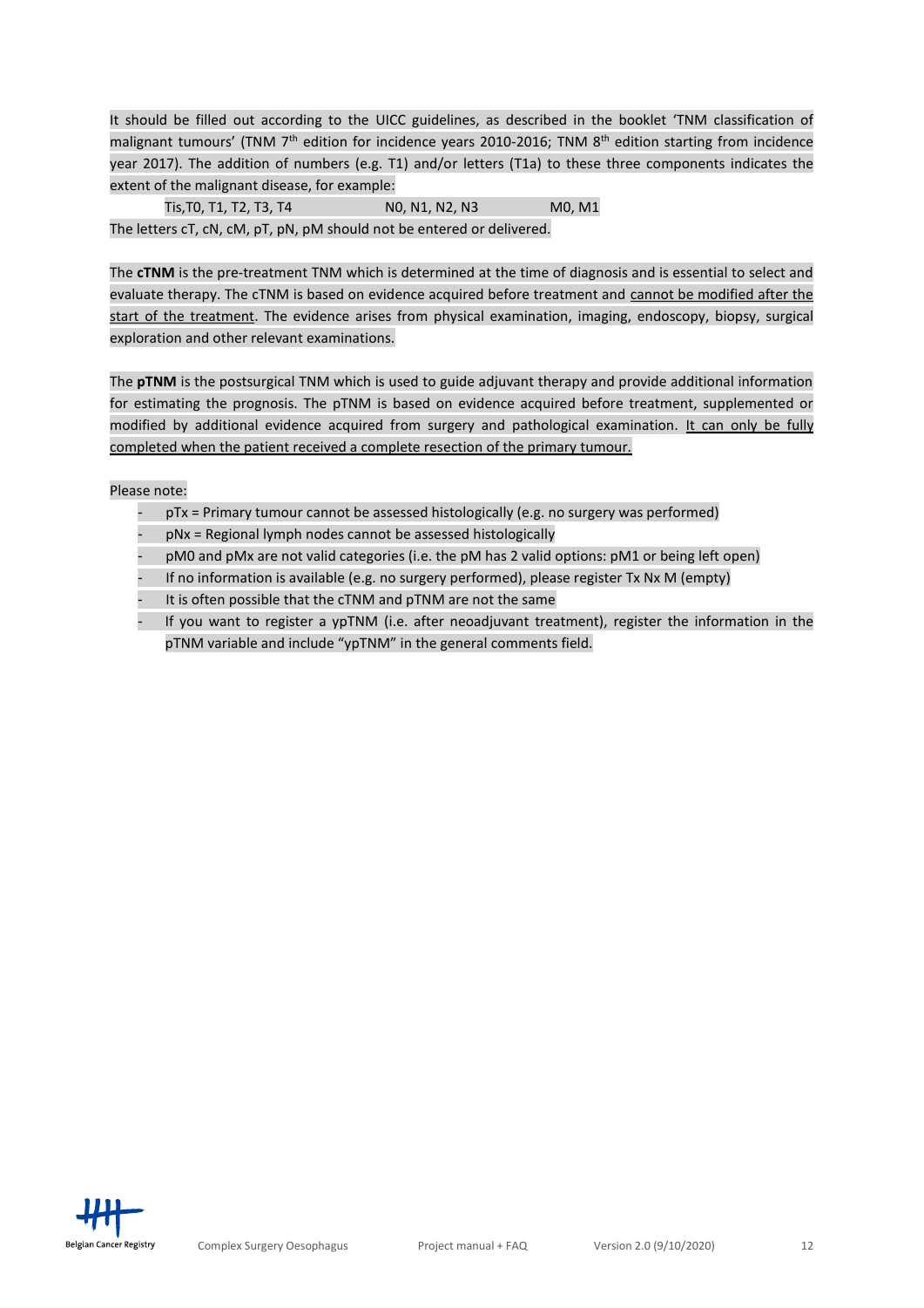It should be filled out according to the UICC guidelines, as described in the booklet 'TNM classification of malignant tumours' (TNM 7th edition for incidence years 2010-2016; TNM 8th edition starting from incidence year 2017). The addition of numbers (e.g. T1) and/or letters (T1a) to these three components indicates the extent of the malignant disease, for example:

Tis,T0, T1, T2, T3, T4 N0, N1, N2, N3 M0, M1

The letters cT, cN, cM, pT, pN, pM should not be entered or delivered.

The **cTNM** is the pre-treatment TNM which is determined at the time of diagnosis and is essential to select and evaluate therapy. The cTNM is based on evidence acquired before treatment and <u>cannot be modified after the start of the treatment</u>. The evidence arises from physical examination, imaging, endoscopy, biopsy, surgical exploration and other relevant examinations.

The **pTNM** is the postsurgical TNM which is used to guide adjuvant therapy and provide additional information for estimating the prognosis. The pTNM is based on evidence acquired before treatment, supplemented or modified by additional evidence acquired from surgery and pathological examination. <u>It can only be fully completed when the patient received a complete resection of the primary tumour.</u>

Please note:

- pTx = Primary tumour cannot be assessed histologically (e.g. no surgery was performed)
- pNx = Regional lymph nodes cannot be assessed histologically
- pM0 and pMx are not valid categories (i.e. the pM has 2 valid options: pM1 or being left open)
- If no information is available (e.g. no surgery performed), please register Tx Nx M (empty)
- It is often possible that the cTNM and pTNM are not the same
- If you want to register a ypTNM (i.e. after neoadjuvant treatment), register the information in the pTNM variable and include "ypTNM" in the general comments field.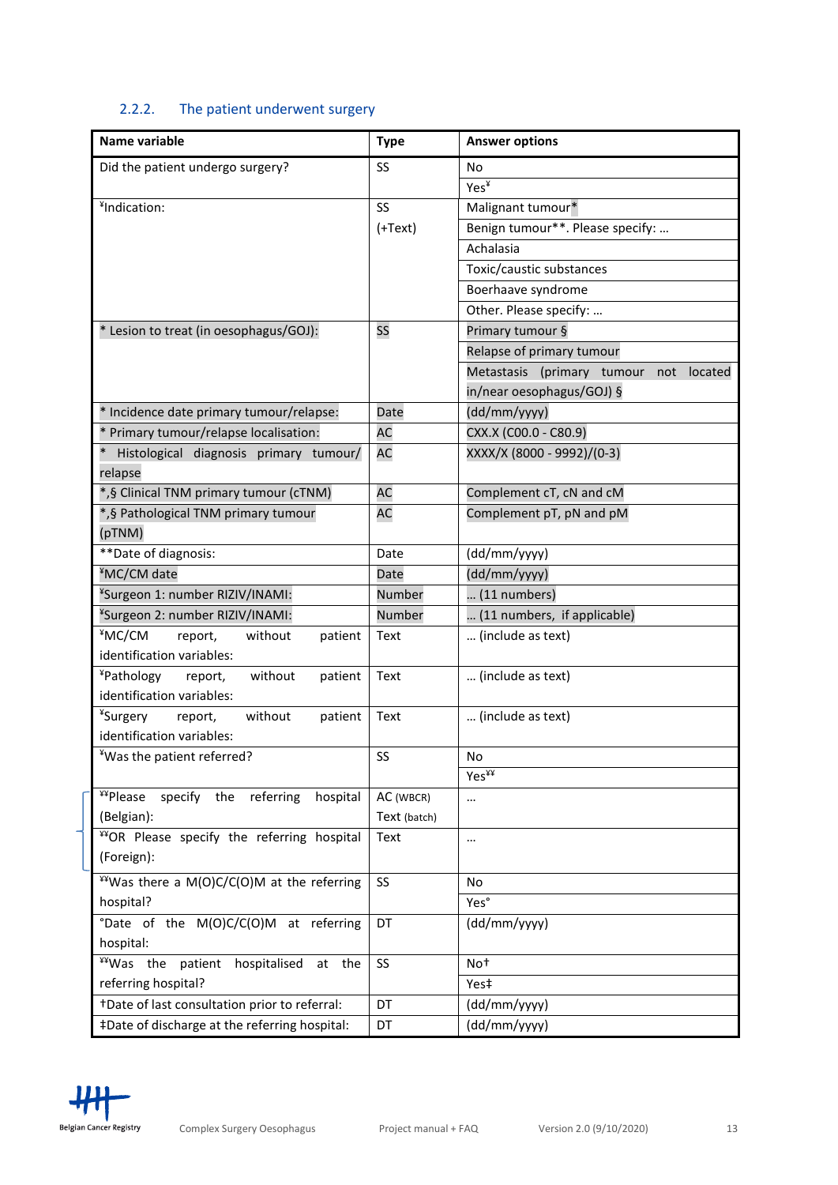### 2.2.2. The patient underwent surgery

| Name variable | Type | Answer options |
|---|---|---|
| Did the patient undergo surgery? | SS | No |
| | | Yes¥ |
| ¥Indication: | SS (+Text) | Malignant tumour* |
| | | Benign tumour**. Please specify: … |
| | | Achalasia |
| | | Toxic/caustic substances |
| | | Boerhaave syndrome |
| | | Other. Please specify: … |
| * Lesion to treat (in oesophagus/GOJ): | SS | Primary tumour § |
| | | Relapse of primary tumour |
| | | Metastasis (primary tumour not located in/near oesophagus/GOJ) § |
| * Incidence date primary tumour/relapse: | Date | (dd/mm/yyyy) |
| * Primary tumour/relapse localisation: | AC | CXX.X (C00.0 - C80.9) |
| * Histological diagnosis primary tumour/ relapse | AC | XXXX/X (8000 - 9992)/(0-3) |
| *,§ Clinical TNM primary tumour (cTNM) | AC | Complement cT, cN and cM |
| *,§ Pathological TNM primary tumour (pTNM) | AC | Complement pT, pN and pM |
| **Date of diagnosis: | Date | (dd/mm/yyyy) |
| ¥MC/CM date | Date | (dd/mm/yyyy) |
| ¥Surgeon 1: number RIZIV/INAMI: | Number | … (11 numbers) |
| ¥Surgeon 2: number RIZIV/INAMI: | Number | … (11 numbers, if applicable) |
| ¥MC/CM report, without patient identification variables: | Text | … (include as text) |
| ¥Pathology report, without patient identification variables: | Text | … (include as text) |
| ¥Surgery report, without patient identification variables: | Text | … (include as text) |
| ¥Was the patient referred? | SS | No |
| | | Yes¥¥ |
| ¥¥Please specify the referring hospital (Belgian): | AC (WBCR) Text (batch) | … |
| ¥¥OR Please specify the referring hospital (Foreign): | Text | … |
| ¥¥Was there a M(O)C/C(O)M at the referring hospital? | SS | No |
| | | Yes° |
| °Date of the M(O)C/C(O)M at referring hospital: | DT | (dd/mm/yyyy) |
| ¥¥Was the patient hospitalised at the referring hospital? | SS | No† |
| | | Yes‡ |
| †Date of last consultation prior to referral: | DT | (dd/mm/yyyy) |
| ‡Date of discharge at the referring hospital: | DT | (dd/mm/yyyy) |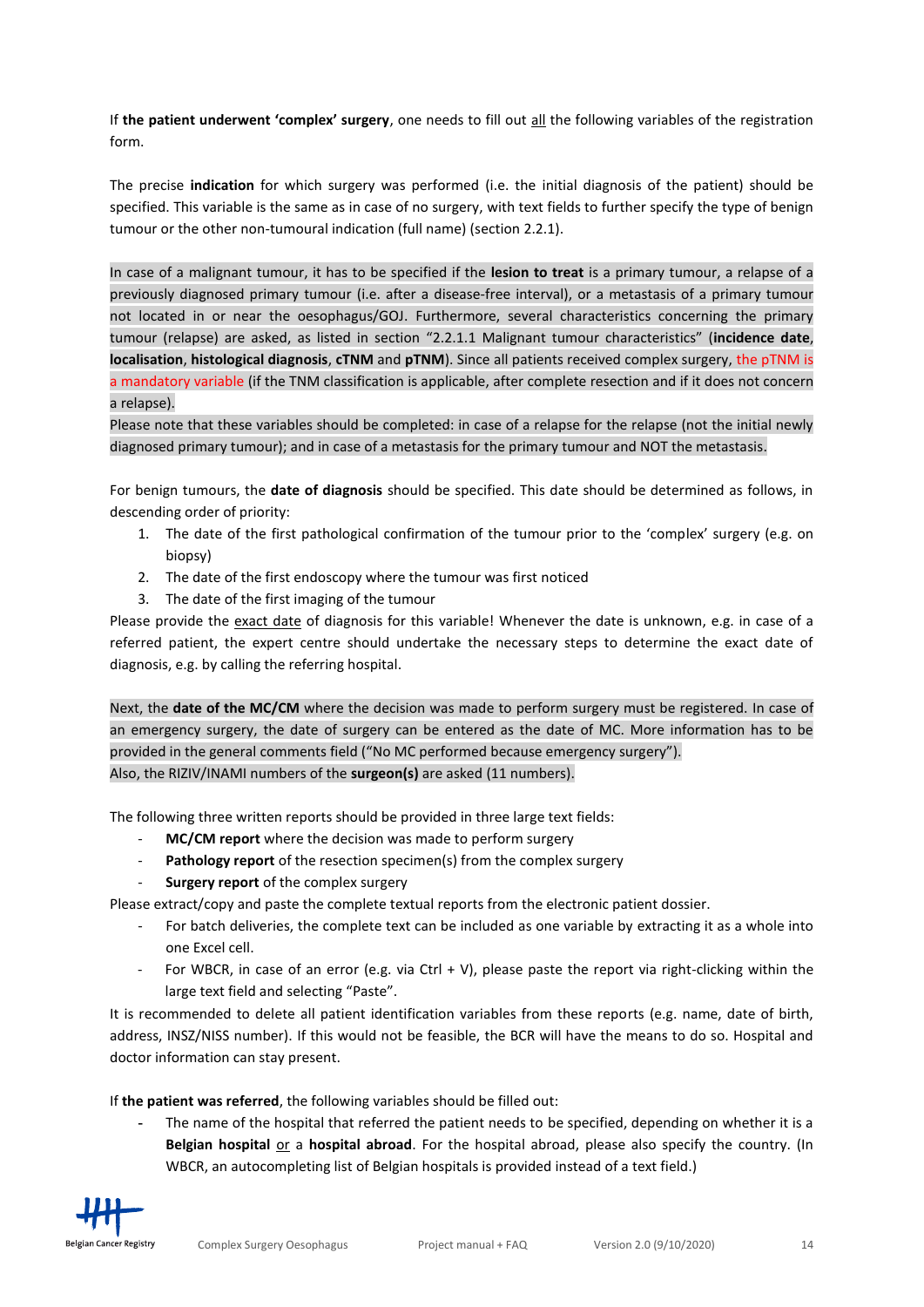If **the patient underwent 'complex' surgery**, one needs to fill out all the following variables of the registration form.

The precise **indication** for which surgery was performed (i.e. the initial diagnosis of the patient) should be specified. This variable is the same as in case of no surgery, with text fields to further specify the type of benign tumour or the other non-tumoural indication (full name) (section 2.2.1).

In case of a malignant tumour, it has to be specified if the **lesion to treat** is a primary tumour, a relapse of a previously diagnosed primary tumour (i.e. after a disease-free interval), or a metastasis of a primary tumour not located in or near the oesophagus/GOJ. Furthermore, several characteristics concerning the primary tumour (relapse) are asked, as listed in section "2.2.1.1 Malignant tumour characteristics" (**incidence date**, **localisation**, **histological diagnosis**, **cTNM** and **pTNM**). Since all patients received complex surgery, the pTNM is a mandatory variable (if the TNM classification is applicable, after complete resection and if it does not concern a relapse).

Please note that these variables should be completed: in case of a relapse for the relapse (not the initial newly diagnosed primary tumour); and in case of a metastasis for the primary tumour and NOT the metastasis.

For benign tumours, the **date of diagnosis** should be specified. This date should be determined as follows, in descending order of priority:

1. The date of the first pathological confirmation of the tumour prior to the 'complex' surgery (e.g. on biopsy)
2. The date of the first endoscopy where the tumour was first noticed
3. The date of the first imaging of the tumour

Please provide the exact date of diagnosis for this variable! Whenever the date is unknown, e.g. in case of a referred patient, the expert centre should undertake the necessary steps to determine the exact date of diagnosis, e.g. by calling the referring hospital.

Next, the **date of the MC/CM** where the decision was made to perform surgery must be registered. In case of an emergency surgery, the date of surgery can be entered as the date of MC. More information has to be provided in the general comments field ("No MC performed because emergency surgery").
Also, the RIZIV/INAMI numbers of the **surgeon(s)** are asked (11 numbers).

The following three written reports should be provided in three large text fields:

- **MC/CM report** where the decision was made to perform surgery
- **Pathology report** of the resection specimen(s) from the complex surgery
- **Surgery report** of the complex surgery

Please extract/copy and paste the complete textual reports from the electronic patient dossier.

- For batch deliveries, the complete text can be included as one variable by extracting it as a whole into one Excel cell.
- For WBCR, in case of an error (e.g. via Ctrl + V), please paste the report via right-clicking within the large text field and selecting "Paste".

It is recommended to delete all patient identification variables from these reports (e.g. name, date of birth, address, INSZ/NISS number). If this would not be feasible, the BCR will have the means to do so. Hospital and doctor information can stay present.

If **the patient was referred**, the following variables should be filled out:

- The name of the hospital that referred the patient needs to be specified, depending on whether it is a **Belgian hospital** or a **hospital abroad**. For the hospital abroad, please also specify the country. (In WBCR, an autocompleting list of Belgian hospitals is provided instead of a text field.)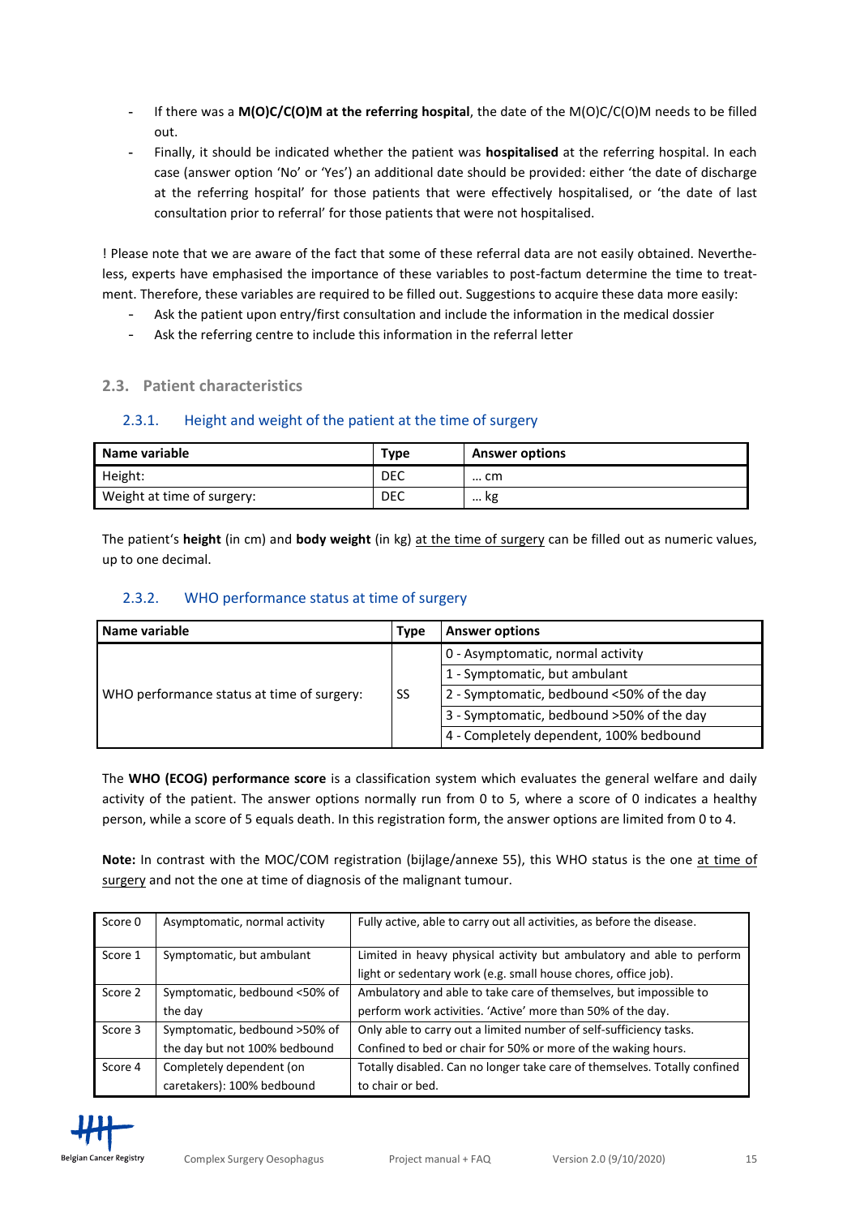- If there was a **M(O)C/C(O)M at the referring hospital**, the date of the M(O)C/C(O)M needs to be filled out.
- Finally, it should be indicated whether the patient was **hospitalised** at the referring hospital. In each case (answer option 'No' or 'Yes') an additional date should be provided: either 'the date of discharge at the referring hospital' for those patients that were effectively hospitalised, or 'the date of last consultation prior to referral' for those patients that were not hospitalised.

! Please note that we are aware of the fact that some of these referral data are not easily obtained. Nevertheless, experts have emphasised the importance of these variables to post-factum determine the time to treatment. Therefore, these variables are required to be filled out. Suggestions to acquire these data more easily:

- Ask the patient upon entry/first consultation and include the information in the medical dossier
- Ask the referring centre to include this information in the referral letter

## 2.3. Patient characteristics

### 2.3.1. Height and weight of the patient at the time of surgery

| Name variable | Type | Answer options |
|---|---|---|
| Height: | DEC | … cm |
| Weight at time of surgery: | DEC | … kg |

The patient's **height** (in cm) and **body weight** (in kg) <u>at the time of surgery</u> can be filled out as numeric values, up to one decimal.

### 2.3.2. WHO performance status at time of surgery

| Name variable | Type | Answer options |
|---|---|---|
| WHO performance status at time of surgery: | SS | 0 - Asymptomatic, normal activity |
| | | 1 - Symptomatic, but ambulant |
| | | 2 - Symptomatic, bedbound <50% of the day |
| | | 3 - Symptomatic, bedbound >50% of the day |
| | | 4 - Completely dependent, 100% bedbound |

The **WHO (ECOG) performance score** is a classification system which evaluates the general welfare and daily activity of the patient. The answer options normally run from 0 to 5, where a score of 0 indicates a healthy person, while a score of 5 equals death. In this registration form, the answer options are limited from 0 to 4.

**Note:** In contrast with the MOC/COM registration (bijlage/annexe 55), this WHO status is the one <u>at time of surgery</u> and not the one at time of diagnosis of the malignant tumour.

| Score | Description | Details |
|---|---|---|
| Score 0 | Asymptomatic, normal activity | Fully active, able to carry out all activities, as before the disease. |
| Score 1 | Symptomatic, but ambulant | Limited in heavy physical activity but ambulatory and able to perform light or sedentary work (e.g. small house chores, office job). |
| Score 2 | Symptomatic, bedbound <50% of the day | Ambulatory and able to take care of themselves, but impossible to perform work activities. 'Active' more than 50% of the day. |
| Score 3 | Symptomatic, bedbound >50% of the day but not 100% bedbound | Only able to carry out a limited number of self-sufficiency tasks. Confined to bed or chair for 50% or more of the waking hours. |
| Score 4 | Completely dependent (on caretakers): 100% bedbound | Totally disabled. Can no longer take care of themselves. Totally confined to chair or bed. |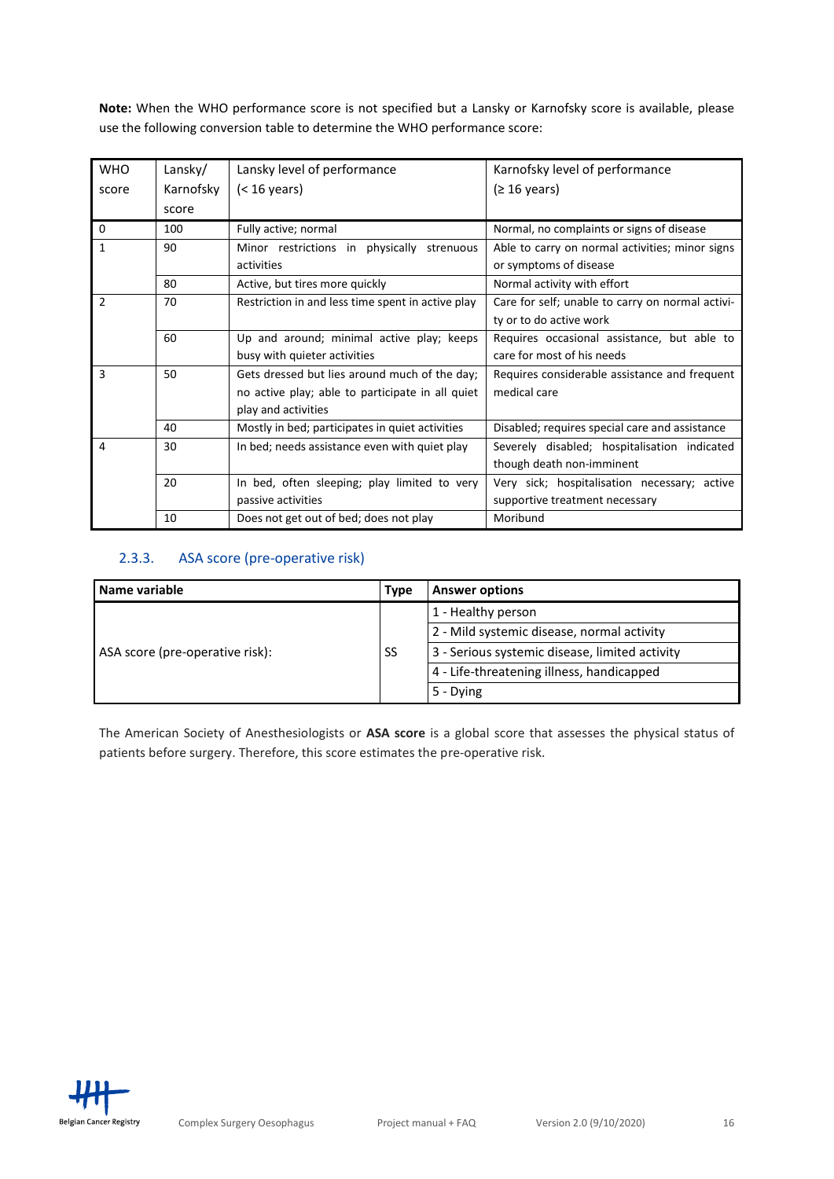**Note:** When the WHO performance score is not specified but a Lansky or Karnofsky score is available, please use the following conversion table to determine the WHO performance score:

| WHO score | Lansky/ Karnofsky score | Lansky level of performance (< 16 years) | Karnofsky level of performance (≥ 16 years) |
|---|---|---|---|
| 0 | 100 | Fully active; normal | Normal, no complaints or signs of disease |
| 1 | 90 | Minor restrictions in physically strenuous activities | Able to carry on normal activities; minor signs or symptoms of disease |
| | 80 | Active, but tires more quickly | Normal activity with effort |
| 2 | 70 | Restriction in and less time spent in active play | Care for self; unable to carry on normal activity or to do active work |
| | 60 | Up and around; minimal active play; keeps busy with quieter activities | Requires occasional assistance, but able to care for most of his needs |
| 3 | 50 | Gets dressed but lies around much of the day; no active play; able to participate in all quiet play and activities | Requires considerable assistance and frequent medical care |
| | 40 | Mostly in bed; participates in quiet activities | Disabled; requires special care and assistance |
| 4 | 30 | In bed; needs assistance even with quiet play | Severely disabled; hospitalisation indicated though death non-imminent |
| | 20 | In bed, often sleeping; play limited to very passive activities | Very sick; hospitalisation necessary; active supportive treatment necessary |
| | 10 | Does not get out of bed; does not play | Moribund |

### 2.3.3. ASA score (pre-operative risk)

| Name variable | Type | Answer options |
|---|---|---|
| ASA score (pre-operative risk): | SS | 1 - Healthy person |
| | | 2 - Mild systemic disease, normal activity |
| | | 3 - Serious systemic disease, limited activity |
| | | 4 - Life-threatening illness, handicapped |
| | | 5 - Dying |

The American Society of Anesthesiologists or **ASA score** is a global score that assesses the physical status of patients before surgery. Therefore, this score estimates the pre-operative risk.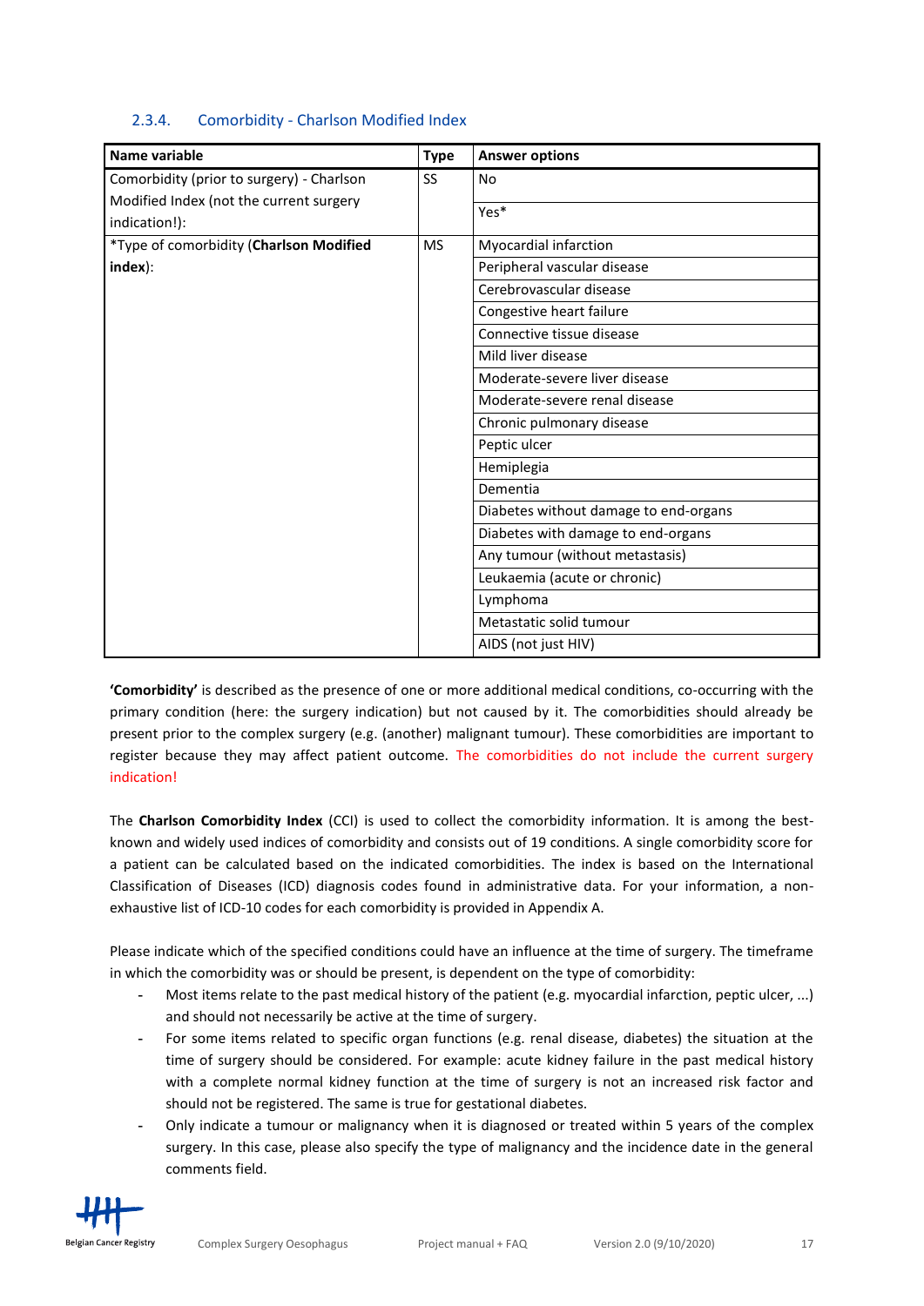### 2.3.4. Comorbidity - Charlson Modified Index

| Name variable | Type | Answer options |
|---|---|---|
| Comorbidity (prior to surgery) - Charlson Modified Index (not the current surgery indication!): | SS | No |
| | | Yes* |
| *Type of comorbidity (**Charlson Modified index**): | MS | Myocardial infarction |
| | | Peripheral vascular disease |
| | | Cerebrovascular disease |
| | | Congestive heart failure |
| | | Connective tissue disease |
| | | Mild liver disease |
| | | Moderate-severe liver disease |
| | | Moderate-severe renal disease |
| | | Chronic pulmonary disease |
| | | Peptic ulcer |
| | | Hemiplegia |
| | | Dementia |
| | | Diabetes without damage to end-organs |
| | | Diabetes with damage to end-organs |
| | | Any tumour (without metastasis) |
| | | Leukaemia (acute or chronic) |
| | | Lymphoma |
| | | Metastatic solid tumour |
| | | AIDS (not just HIV) |

**'Comorbidity'** is described as the presence of one or more additional medical conditions, co-occurring with the primary condition (here: the surgery indication) but not caused by it. The comorbidities should already be present prior to the complex surgery (e.g. (another) malignant tumour). These comorbidities are important to register because they may affect patient outcome. The comorbidities do not include the current surgery indication!

The **Charlson Comorbidity Index** (CCI) is used to collect the comorbidity information. It is among the best-known and widely used indices of comorbidity and consists out of 19 conditions. A single comorbidity score for a patient can be calculated based on the indicated comorbidities. The index is based on the International Classification of Diseases (ICD) diagnosis codes found in administrative data. For your information, a non-exhaustive list of ICD-10 codes for each comorbidity is provided in Appendix A.

Please indicate which of the specified conditions could have an influence at the time of surgery. The timeframe in which the comorbidity was or should be present, is dependent on the type of comorbidity:

- Most items relate to the past medical history of the patient (e.g. myocardial infarction, peptic ulcer, ...) and should not necessarily be active at the time of surgery.
- For some items related to specific organ functions (e.g. renal disease, diabetes) the situation at the time of surgery should be considered. For example: acute kidney failure in the past medical history with a complete normal kidney function at the time of surgery is not an increased risk factor and should not be registered. The same is true for gestational diabetes.
- Only indicate a tumour or malignancy when it is diagnosed or treated within 5 years of the complex surgery. In this case, please also specify the type of malignancy and the incidence date in the general comments field.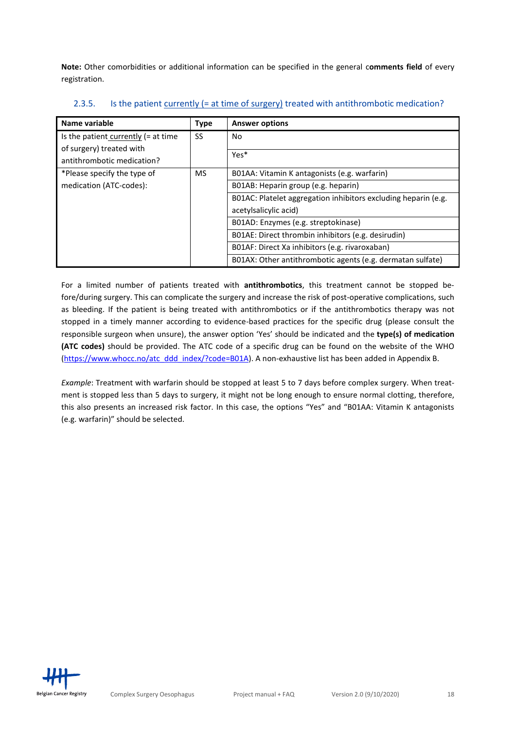**Note:** Other comorbidities or additional information can be specified in the general c**omments field** of every registration.

### 2.3.5. Is the patient currently (= at time of surgery) treated with antithrombotic medication?

| Name variable | Type | Answer options |
|---|---|---|
| Is the patient currently (= at time of surgery) treated with antithrombotic medication? | SS | No |
| | | Yes* |
| *Please specify the type of medication (ATC-codes): | MS | B01AA: Vitamin K antagonists (e.g. warfarin) |
| | | B01AB: Heparin group (e.g. heparin) |
| | | B01AC: Platelet aggregation inhibitors excluding heparin (e.g. acetylsalicylic acid) |
| | | B01AD: Enzymes (e.g. streptokinase) |
| | | B01AE: Direct thrombin inhibitors (e.g. desirudin) |
| | | B01AF: Direct Xa inhibitors (e.g. rivaroxaban) |
| | | B01AX: Other antithrombotic agents (e.g. dermatan sulfate) |

For a limited number of patients treated with **antithrombotics**, this treatment cannot be stopped before/during surgery. This can complicate the surgery and increase the risk of post-operative complications, such as bleeding. If the patient is being treated with antithrombotics or if the antithrombotics therapy was not stopped in a timely manner according to evidence-based practices for the specific drug (please consult the responsible surgeon when unsure), the answer option 'Yes' should be indicated and the **type(s) of medication (ATC codes)** should be provided. The ATC code of a specific drug can be found on the website of the WHO (https://www.whocc.no/atc_ddd_index/?code=B01A). A non-exhaustive list has been added in Appendix B.

*Example*: Treatment with warfarin should be stopped at least 5 to 7 days before complex surgery. When treatment is stopped less than 5 days to surgery, it might not be long enough to ensure normal clotting, therefore, this also presents an increased risk factor. In this case, the options "Yes" and "B01AA: Vitamin K antagonists (e.g. warfarin)" should be selected.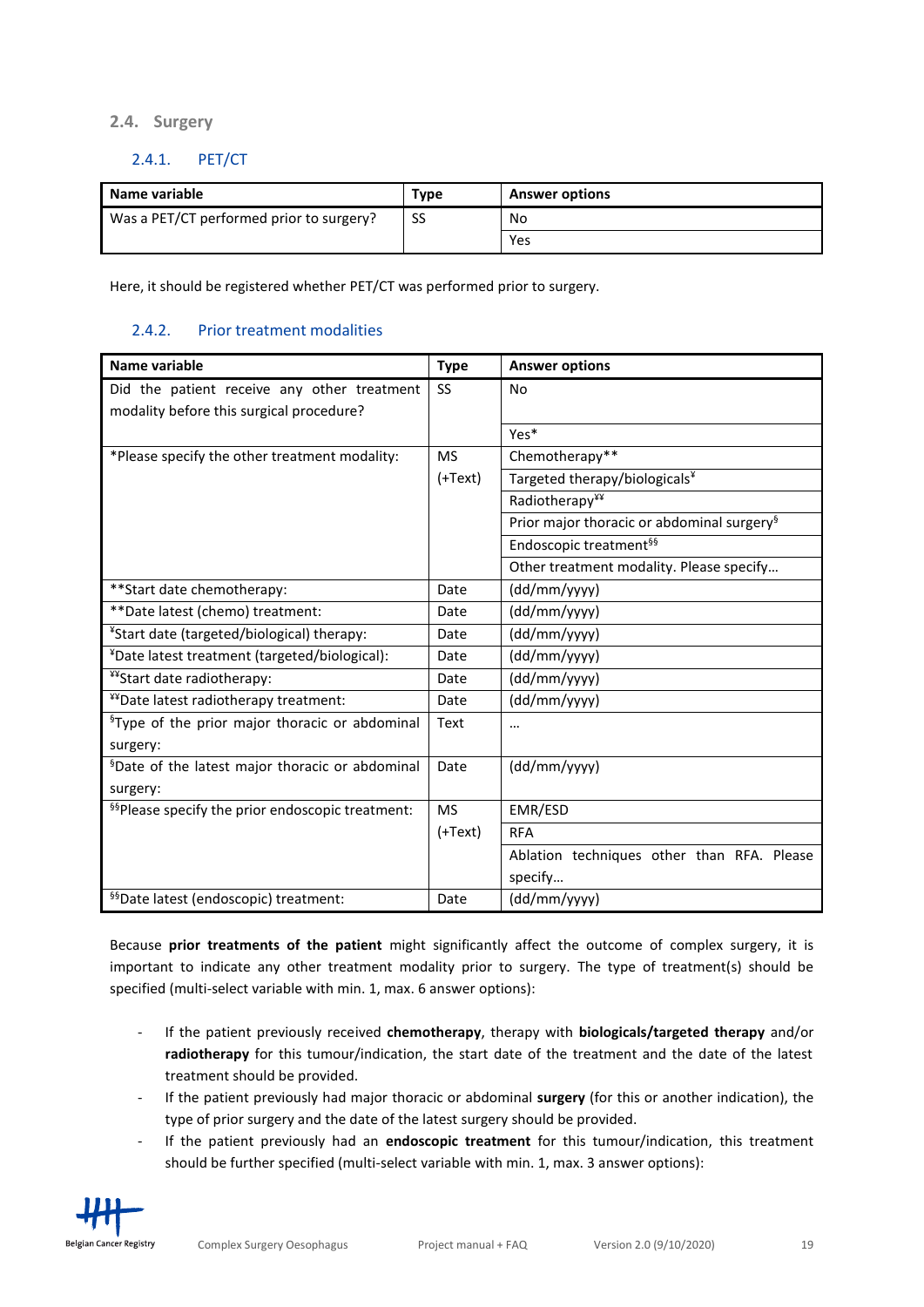## 2.4. Surgery

### 2.4.1. PET/CT

| Name variable | Type | Answer options |
|---|---|---|
| Was a PET/CT performed prior to surgery? | SS | No |
| | | Yes |

Here, it should be registered whether PET/CT was performed prior to surgery.

### 2.4.2. Prior treatment modalities

| Name variable | Type | Answer options |
|---|---|---|
| Did the patient receive any other treatment modality before this surgical procedure? | SS | No |
| | | Yes* |
| *Please specify the other treatment modality: | MS (+Text) | Chemotherapy** |
| | | Targeted therapy/biologicals¥ |
| | | Radiotherapy¥¥ |
| | | Prior major thoracic or abdominal surgery§ |
| | | Endoscopic treatment§§ |
| | | Other treatment modality. Please specify… |
| **Start date chemotherapy: | Date | (dd/mm/yyyy) |
| **Date latest (chemo) treatment: | Date | (dd/mm/yyyy) |
| ¥Start date (targeted/biological) therapy: | Date | (dd/mm/yyyy) |
| ¥Date latest treatment (targeted/biological): | Date | (dd/mm/yyyy) |
| ¥¥Start date radiotherapy: | Date | (dd/mm/yyyy) |
| ¥¥Date latest radiotherapy treatment: | Date | (dd/mm/yyyy) |
| §Type of the prior major thoracic or abdominal surgery: | Text | … |
| §Date of the latest major thoracic or abdominal surgery: | Date | (dd/mm/yyyy) |
| §§Please specify the prior endoscopic treatment: | MS (+Text) | EMR/ESD |
| | | RFA |
| | | Ablation techniques other than RFA. Please specify… |
| §§Date latest (endoscopic) treatment: | Date | (dd/mm/yyyy) |

Because **prior treatments of the patient** might significantly affect the outcome of complex surgery, it is important to indicate any other treatment modality prior to surgery. The type of treatment(s) should be specified (multi-select variable with min. 1, max. 6 answer options):

- If the patient previously received **chemotherapy**, therapy with **biologicals/targeted therapy** and/or **radiotherapy** for this tumour/indication, the start date of the treatment and the date of the latest treatment should be provided.
- If the patient previously had major thoracic or abdominal **surgery** (for this or another indication), the type of prior surgery and the date of the latest surgery should be provided.
- If the patient previously had an **endoscopic treatment** for this tumour/indication, this treatment should be further specified (multi-select variable with min. 1, max. 3 answer options):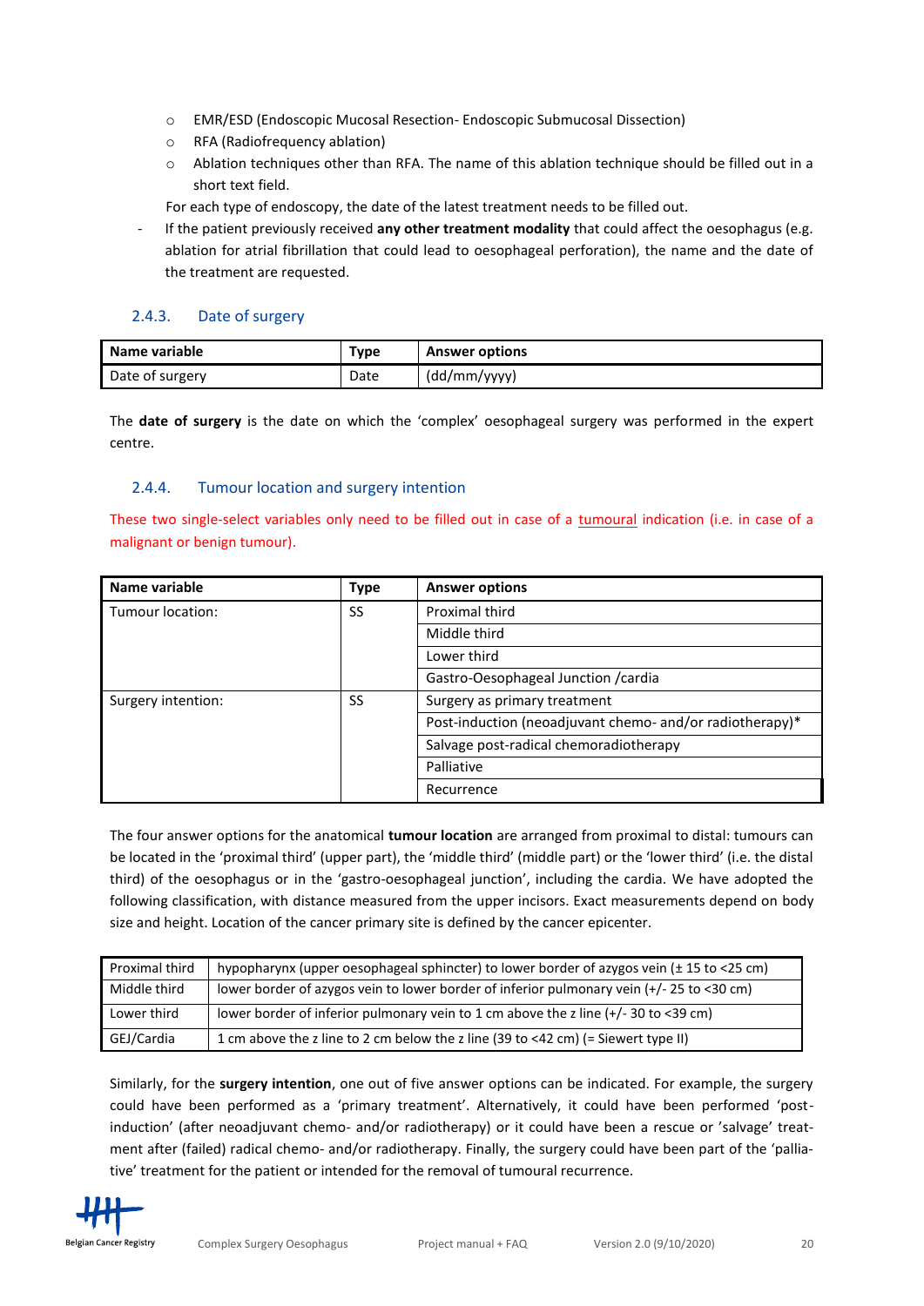- EMR/ESD (Endoscopic Mucosal Resection- Endoscopic Submucosal Dissection)
- RFA (Radiofrequency ablation)
- Ablation techniques other than RFA. The name of this ablation technique should be filled out in a short text field.

For each type of endoscopy, the date of the latest treatment needs to be filled out.

- If the patient previously received **any other treatment modality** that could affect the oesophagus (e.g. ablation for atrial fibrillation that could lead to oesophageal perforation), the name and the date of the treatment are requested.

### 2.4.3. Date of surgery

| Name variable | Type | Answer options |
|---|---|---|
| Date of surgery | Date | (dd/mm/yyyy) |

The **date of surgery** is the date on which the 'complex' oesophageal surgery was performed in the expert centre.

### 2.4.4. Tumour location and surgery intention

These two single-select variables only need to be filled out in case of a tumoural indication (i.e. in case of a malignant or benign tumour).

| Name variable | Type | Answer options |
|---|---|---|
| Tumour location: | SS | Proximal third |
| | | Middle third |
| | | Lower third |
| | | Gastro-Oesophageal Junction /cardia |
| Surgery intention: | SS | Surgery as primary treatment |
| | | Post-induction (neoadjuvant chemo- and/or radiotherapy)* |
| | | Salvage post-radical chemoradiotherapy |
| | | Palliative |
| | | Recurrence |

The four answer options for the anatomical **tumour location** are arranged from proximal to distal: tumours can be located in the 'proximal third' (upper part), the 'middle third' (middle part) or the 'lower third' (i.e. the distal third) of the oesophagus or in the 'gastro-oesophageal junction', including the cardia. We have adopted the following classification, with distance measured from the upper incisors. Exact measurements depend on body size and height. Location of the cancer primary site is defined by the cancer epicenter.

| | |
|---|---|
| Proximal third | hypopharynx (upper oesophageal sphincter) to lower border of azygos vein (± 15 to <25 cm) |
| Middle third | lower border of azygos vein to lower border of inferior pulmonary vein (+/- 25 to <30 cm) |
| Lower third | lower border of inferior pulmonary vein to 1 cm above the z line (+/- 30 to <39 cm) |
| GEJ/Cardia | 1 cm above the z line to 2 cm below the z line (39 to <42 cm) (= Siewert type II) |

Similarly, for the **surgery intention**, one out of five answer options can be indicated. For example, the surgery could have been performed as a 'primary treatment'. Alternatively, it could have been performed 'post-induction' (after neoadjuvant chemo- and/or radiotherapy) or it could have been a rescue or 'salvage' treatment after (failed) radical chemo- and/or radiotherapy. Finally, the surgery could have been part of the 'palliative' treatment for the patient or intended for the removal of tumoural recurrence.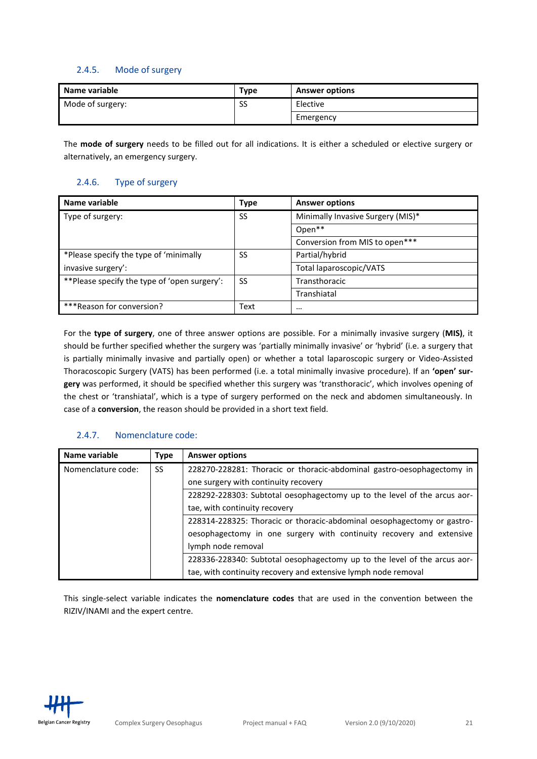### 2.4.5. Mode of surgery

| Name variable | Type | Answer options |
|---|---|---|
| Mode of surgery: | SS | Elective |
| | | Emergency |

The **mode of surgery** needs to be filled out for all indications. It is either a scheduled or elective surgery or alternatively, an emergency surgery.

### 2.4.6. Type of surgery

| Name variable | Type | Answer options |
|---|---|---|
| Type of surgery: | SS | Minimally Invasive Surgery (MIS)* |
| | | Open** |
| | | Conversion from MIS to open*** |
| *Please specify the type of 'minimally invasive surgery': | SS | Partial/hybrid |
| | | Total laparoscopic/VATS |
| **Please specify the type of 'open surgery': | SS | Transthoracic |
| | | Transhiatal |
| ***Reason for conversion? | Text | … |

For the **type of surgery**, one of three answer options are possible. For a minimally invasive surgery (**MIS)**, it should be further specified whether the surgery was 'partially minimally invasive' or 'hybrid' (i.e. a surgery that is partially minimally invasive and partially open) or whether a total laparoscopic surgery or Video-Assisted Thoracoscopic Surgery (VATS) has been performed (i.e. a total minimally invasive procedure). If an **'open' surgery** was performed, it should be specified whether this surgery was 'transthoracic', which involves opening of the chest or 'transhiatal', which is a type of surgery performed on the neck and abdomen simultaneously. In case of a **conversion**, the reason should be provided in a short text field.

### 2.4.7. Nomenclature code:

| Name variable | Type | Answer options |
|---|---|---|
| Nomenclature code: | SS | 228270-228281: Thoracic or thoracic-abdominal gastro-oesophagectomy in one surgery with continuity recovery |
| | | 228292-228303: Subtotal oesophagectomy up to the level of the arcus aortae, with continuity recovery |
| | | 228314-228325: Thoracic or thoracic-abdominal oesophagectomy or gastro-oesophagectomy in one surgery with continuity recovery and extensive lymph node removal |
| | | 228336-228340: Subtotal oesophagectomy up to the level of the arcus aortae, with continuity recovery and extensive lymph node removal |

This single-select variable indicates the **nomenclature codes** that are used in the convention between the RIZIV/INAMI and the expert centre.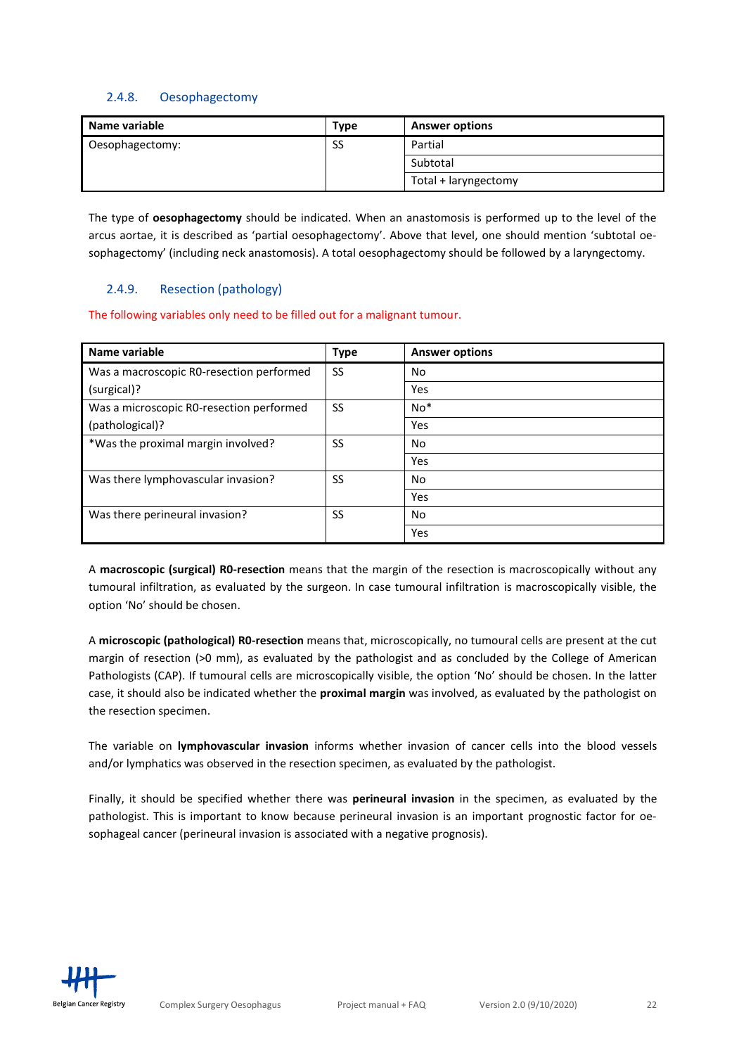### 2.4.8. Oesophagectomy

| Name variable | Type | Answer options |
| --- | --- | --- |
| Oesophagectomy: | SS | Partial |
| | | Subtotal |
| | | Total + laryngectomy |

The type of **oesophagectomy** should be indicated. When an anastomosis is performed up to the level of the arcus aortae, it is described as 'partial oesophagectomy'. Above that level, one should mention 'subtotal oesophagectomy' (including neck anastomosis). A total oesophagectomy should be followed by a laryngectomy.

### 2.4.9. Resection (pathology)

The following variables only need to be filled out for a malignant tumour.

| Name variable | Type | Answer options |
| --- | --- | --- |
| Was a macroscopic R0-resection performed (surgical)? | SS | No |
| | | Yes |
| Was a microscopic R0-resection performed (pathological)? | SS | No* |
| | | Yes |
| *Was the proximal margin involved? | SS | No |
| | | Yes |
| Was there lymphovascular invasion? | SS | No |
| | | Yes |
| Was there perineural invasion? | SS | No |
| | | Yes |

A **macroscopic (surgical) R0-resection** means that the margin of the resection is macroscopically without any tumoural infiltration, as evaluated by the surgeon. In case tumoural infiltration is macroscopically visible, the option 'No' should be chosen.

A **microscopic (pathological) R0-resection** means that, microscopically, no tumoural cells are present at the cut margin of resection (>0 mm), as evaluated by the pathologist and as concluded by the College of American Pathologists (CAP). If tumoural cells are microscopically visible, the option 'No' should be chosen. In the latter case, it should also be indicated whether the **proximal margin** was involved, as evaluated by the pathologist on the resection specimen.

The variable on **lymphovascular invasion** informs whether invasion of cancer cells into the blood vessels and/or lymphatics was observed in the resection specimen, as evaluated by the pathologist.

Finally, it should be specified whether there was **perineural invasion** in the specimen, as evaluated by the pathologist. This is important to know because perineural invasion is an important prognostic factor for oesophageal cancer (perineural invasion is associated with a negative prognosis).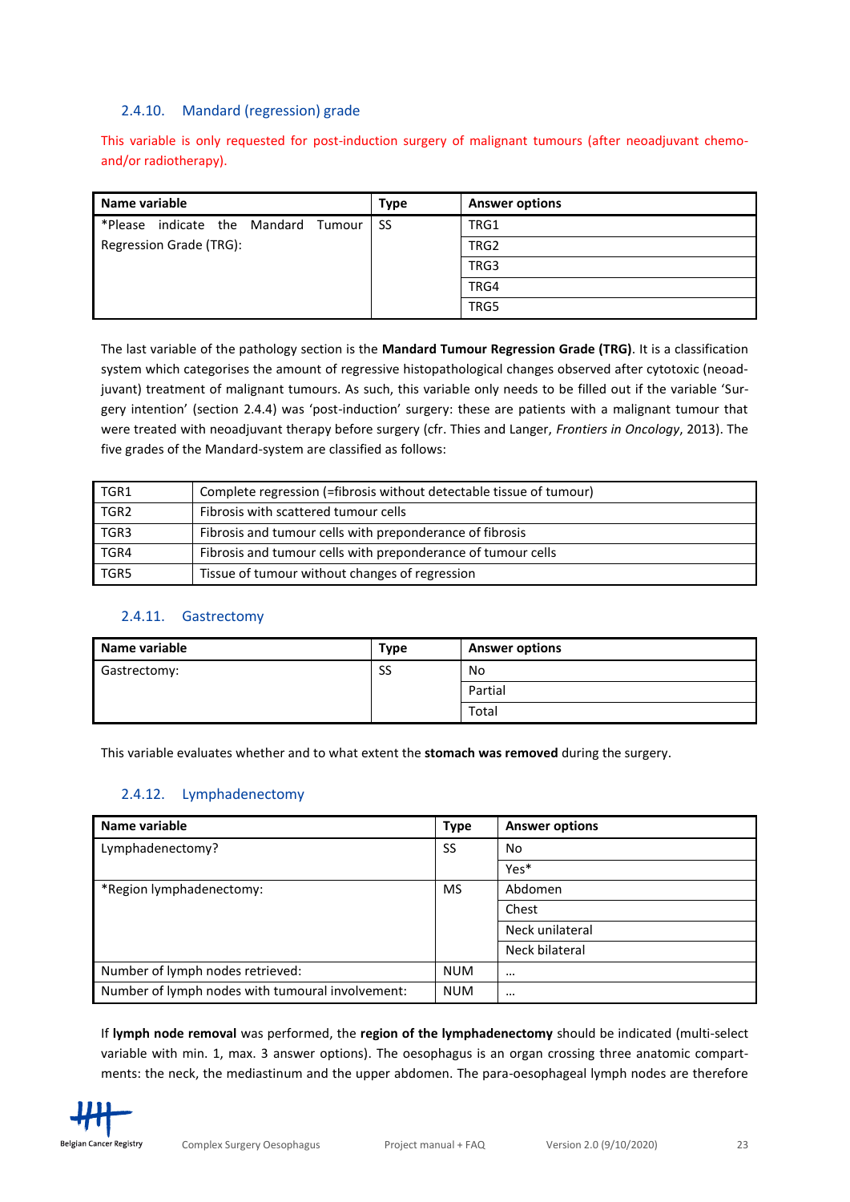### 2.4.10. Mandard (regression) grade

This variable is only requested for post-induction surgery of malignant tumours (after neoadjuvant chemo- and/or radiotherapy).

| Name variable | Type | Answer options |
|---|---|---|
| *Please indicate the Mandard Tumour Regression Grade (TRG): | SS | TRG1 |
| | | TRG2 |
| | | TRG3 |
| | | TRG4 |
| | | TRG5 |

The last variable of the pathology section is the **Mandard Tumour Regression Grade (TRG)**. It is a classification system which categorises the amount of regressive histopathological changes observed after cytotoxic (neoadjuvant) treatment of malignant tumours. As such, this variable only needs to be filled out if the variable 'Surgery intention' (section 2.4.4) was 'post-induction' surgery: these are patients with a malignant tumour that were treated with neoadjuvant therapy before surgery (cfr. Thies and Langer, *Frontiers in Oncology*, 2013). The five grades of the Mandard-system are classified as follows:

| | |
|---|---|
| TGR1 | Complete regression (=fibrosis without detectable tissue of tumour) |
| TGR2 | Fibrosis with scattered tumour cells |
| TGR3 | Fibrosis and tumour cells with preponderance of fibrosis |
| TGR4 | Fibrosis and tumour cells with preponderance of tumour cells |
| TGR5 | Tissue of tumour without changes of regression |

### 2.4.11. Gastrectomy

| Name variable | Type | Answer options |
|---|---|---|
| Gastrectomy: | SS | No |
| | | Partial |
| | | Total |

This variable evaluates whether and to what extent the **stomach was removed** during the surgery.

### 2.4.12. Lymphadenectomy

| Name variable | Type | Answer options |
|---|---|---|
| Lymphadenectomy? | SS | No |
| | | Yes* |
| *Region lymphadenectomy: | MS | Abdomen |
| | | Chest |
| | | Neck unilateral |
| | | Neck bilateral |
| Number of lymph nodes retrieved: | NUM | … |
| Number of lymph nodes with tumoural involvement: | NUM | … |

If **lymph node removal** was performed, the **region of the lymphadenectomy** should be indicated (multi-select variable with min. 1, max. 3 answer options). The oesophagus is an organ crossing three anatomic compartments: the neck, the mediastinum and the upper abdomen. The para-oesophageal lymph nodes are therefore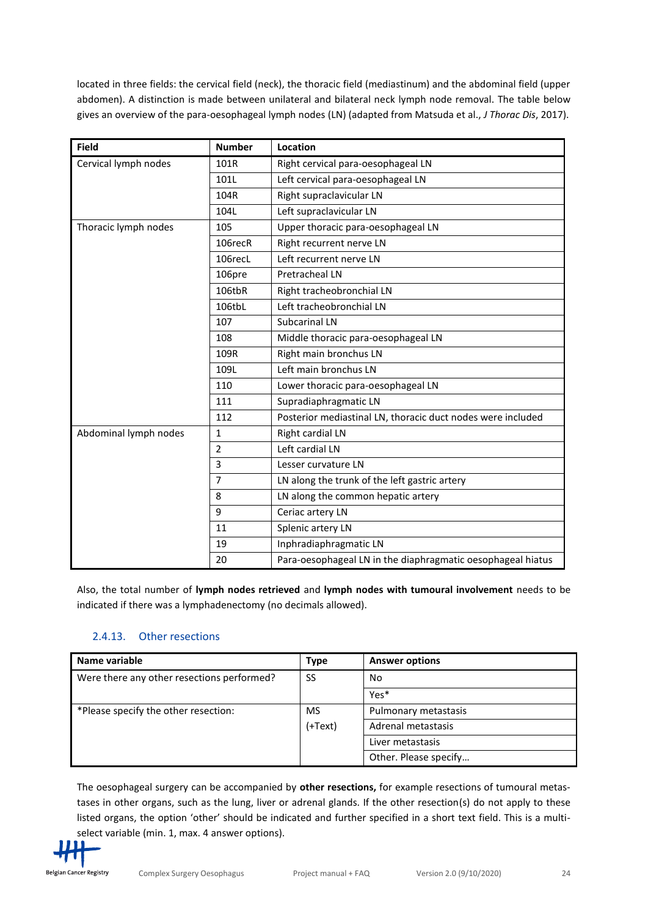located in three fields: the cervical field (neck), the thoracic field (mediastinum) and the abdominal field (upper abdomen). A distinction is made between unilateral and bilateral neck lymph node removal. The table below gives an overview of the para-oesophageal lymph nodes (LN) (adapted from Matsuda et al., *J Thorac Dis*, 2017).

| Field | Number | Location |
|---|---|---|
| Cervical lymph nodes | 101R | Right cervical para-oesophageal LN |
| | 101L | Left cervical para-oesophageal LN |
| | 104R | Right supraclavicular LN |
| | 104L | Left supraclavicular LN |
| Thoracic lymph nodes | 105 | Upper thoracic para-oesophageal LN |
| | 106recR | Right recurrent nerve LN |
| | 106recL | Left recurrent nerve LN |
| | 106pre | Pretracheal LN |
| | 106tbR | Right tracheobronchial LN |
| | 106tbL | Left tracheobronchial LN |
| | 107 | Subcarinal LN |
| | 108 | Middle thoracic para-oesophageal LN |
| | 109R | Right main bronchus LN |
| | 109L | Left main bronchus LN |
| | 110 | Lower thoracic para-oesophageal LN |
| | 111 | Supradiaphragmatic LN |
| | 112 | Posterior mediastinal LN, thoracic duct nodes were included |
| Abdominal lymph nodes | 1 | Right cardial LN |
| | 2 | Left cardial LN |
| | 3 | Lesser curvature LN |
| | 7 | LN along the trunk of the left gastric artery |
| | 8 | LN along the common hepatic artery |
| | 9 | Ceriac artery LN |
| | 11 | Splenic artery LN |
| | 19 | Inphradiaphragmatic LN |
| | 20 | Para-oesophageal LN in the diaphragmatic oesophageal hiatus |

Also, the total number of **lymph nodes retrieved** and **lymph nodes with tumoural involvement** needs to be indicated if there was a lymphadenectomy (no decimals allowed).

### 2.4.13. Other resections

| Name variable | Type | Answer options |
|---|---|---|
| Were there any other resections performed? | SS | No |
| | | Yes* |
| *Please specify the other resection: | MS (+Text) | Pulmonary metastasis |
| | | Adrenal metastasis |
| | | Liver metastasis |
| | | Other. Please specify… |

The oesophageal surgery can be accompanied by **other resections,** for example resections of tumoural metastases in other organs, such as the lung, liver or adrenal glands. If the other resection(s) do not apply to these listed organs, the option 'other' should be indicated and further specified in a short text field. This is a multi-select variable (min. 1, max. 4 answer options).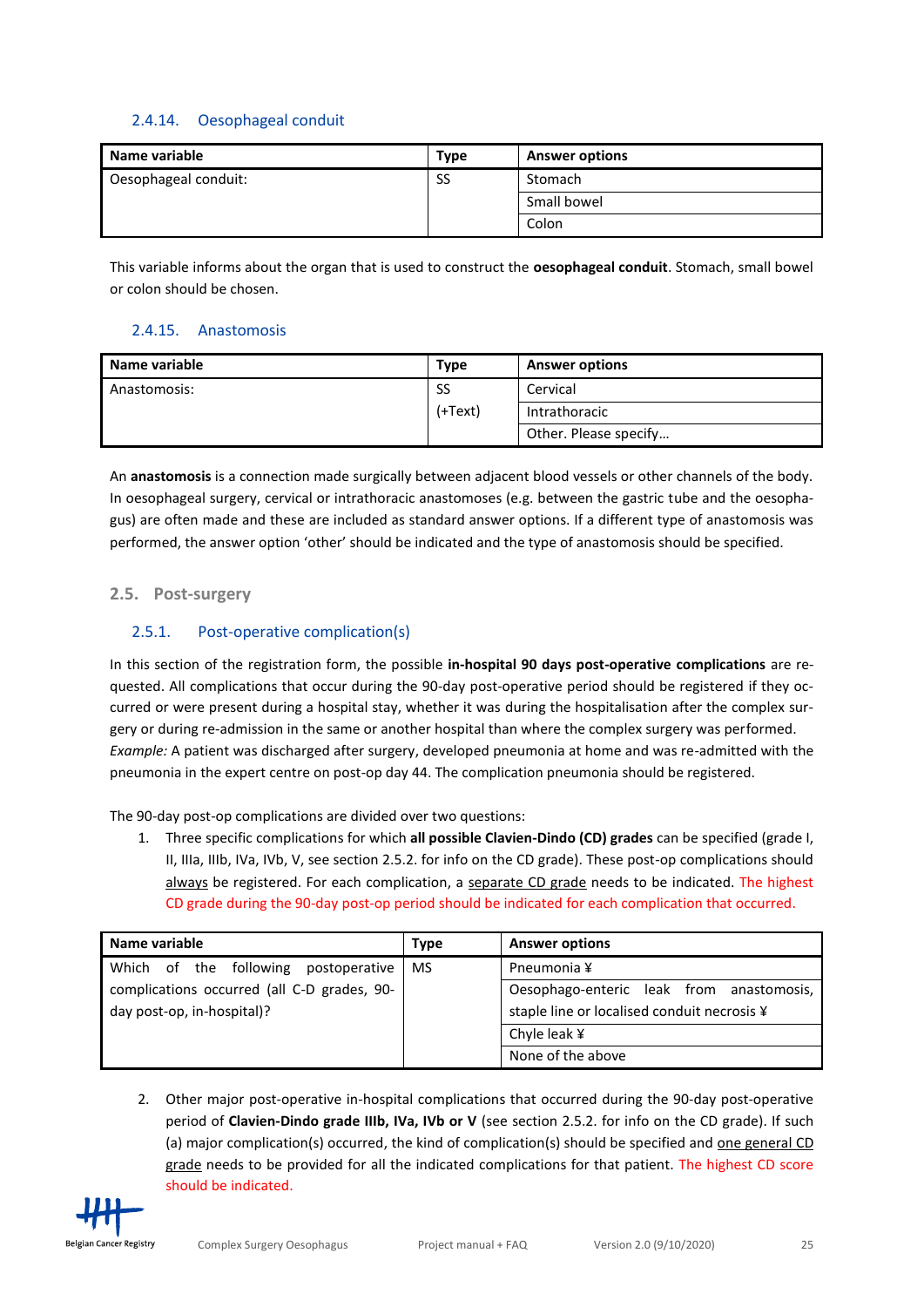### 2.4.14. Oesophageal conduit

| Name variable | Type | Answer options |
|---|---|---|
| Oesophageal conduit: | SS | Stomach |
| | | Small bowel |
| | | Colon |

This variable informs about the organ that is used to construct the **oesophageal conduit**. Stomach, small bowel or colon should be chosen.

### 2.4.15. Anastomosis

| Name variable | Type | Answer options |
|---|---|---|
| Anastomosis: | SS (+Text) | Cervical |
| | | Intrathoracic |
| | | Other. Please specify… |

An **anastomosis** is a connection made surgically between adjacent blood vessels or other channels of the body. In oesophageal surgery, cervical or intrathoracic anastomoses (e.g. between the gastric tube and the oesophagus) are often made and these are included as standard answer options. If a different type of anastomosis was performed, the answer option 'other' should be indicated and the type of anastomosis should be specified.

## 2.5. Post-surgery

### 2.5.1. Post-operative complication(s)

In this section of the registration form, the possible **in-hospital 90 days post-operative complications** are requested. All complications that occur during the 90-day post-operative period should be registered if they occurred or were present during a hospital stay, whether it was during the hospitalisation after the complex surgery or during re-admission in the same or another hospital than where the complex surgery was performed. *Example:* A patient was discharged after surgery, developed pneumonia at home and was re-admitted with the pneumonia in the expert centre on post-op day 44. The complication pneumonia should be registered.

The 90-day post-op complications are divided over two questions:

1. Three specific complications for which **all possible Clavien-Dindo (CD) grades** can be specified (grade I, II, IIIa, IIIb, IVa, IVb, V, see section 2.5.2. for info on the CD grade). These post-op complications should always be registered. For each complication, a separate CD grade needs to be indicated. The highest CD grade during the 90-day post-op period should be indicated for each complication that occurred.

| Name variable | Type | Answer options |
|---|---|---|
| Which of the following postoperative complications occurred (all C-D grades, 90-day post-op, in-hospital)? | MS | Pneumonia ¥ |
| | | Oesophago-enteric leak from anastomosis, staple line or localised conduit necrosis ¥ |
| | | Chyle leak ¥ |
| | | None of the above |

2. Other major post-operative in-hospital complications that occurred during the 90-day post-operative period of **Clavien-Dindo grade IIIb, IVa, IVb or V** (see section 2.5.2. for info on the CD grade). If such (a) major complication(s) occurred, the kind of complication(s) should be specified and one general CD grade needs to be provided for all the indicated complications for that patient. The highest CD score should be indicated.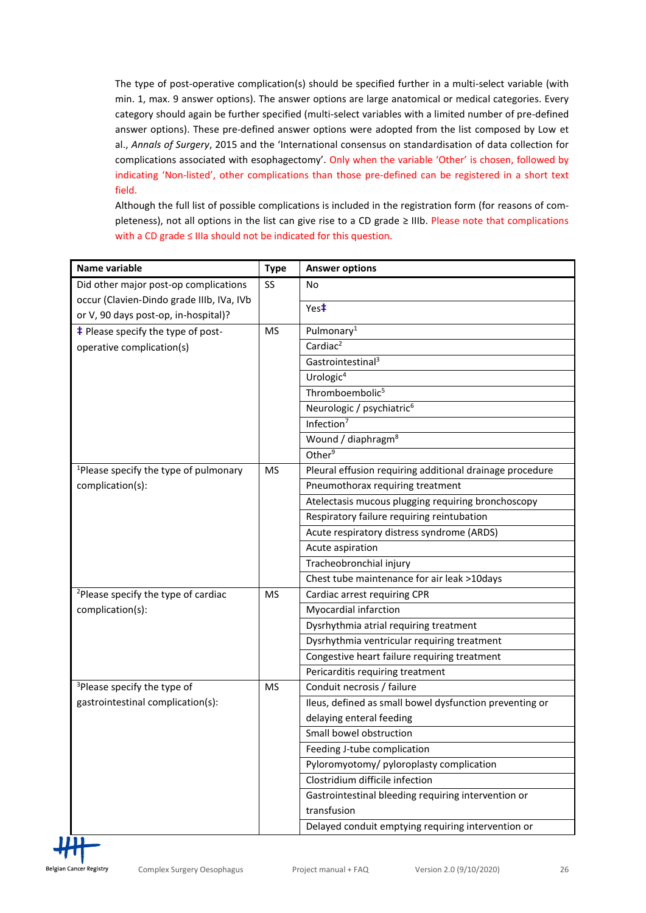The type of post-operative complication(s) should be specified further in a multi-select variable (with min. 1, max. 9 answer options). The answer options are large anatomical or medical categories. Every category should again be further specified (multi-select variables with a limited number of pre-defined answer options). These pre-defined answer options were adopted from the list composed by Low et al., *Annals of Surgery*, 2015 and the 'International consensus on standardisation of data collection for complications associated with esophagectomy'. Only when the variable 'Other' is chosen, followed by indicating 'Non-listed', other complications than those pre-defined can be registered in a short text field.

Although the full list of possible complications is included in the registration form (for reasons of completeness), not all options in the list can give rise to a CD grade ≥ IIIb. Please note that complications with a CD grade ≤ IIIa should not be indicated for this question.

| Name variable | Type | Answer options |
|---|---|---|
| Did other major post-op complications occur (Clavien-Dindo grade IIIb, IVa, IVb or V, 90 days post-op, in-hospital)? | SS | No |
| | | Yes‡ |
| ‡ Please specify the type of post-operative complication(s) | MS | Pulmonary[1] |
| | | Cardiac[2] |
| | | Gastrointestinal[3] |
| | | Urologic[4] |
| | | Thromboembolic[5] |
| | | Neurologic / psychiatric[6] |
| | | Infection[7] |
| | | Wound / diaphragm[8] |
| | | Other[9] |
| [1]Please specify the type of pulmonary complication(s): | MS | Pleural effusion requiring additional drainage procedure |
| | | Pneumothorax requiring treatment |
| | | Atelectasis mucous plugging requiring bronchoscopy |
| | | Respiratory failure requiring reintubation |
| | | Acute respiratory distress syndrome (ARDS) |
| | | Acute aspiration |
| | | Tracheobronchial injury |
| | | Chest tube maintenance for air leak >10days |
| [2]Please specify the type of cardiac complication(s): | MS | Cardiac arrest requiring CPR |
| | | Myocardial infarction |
| | | Dysrhythmia atrial requiring treatment |
| | | Dysrhythmia ventricular requiring treatment |
| | | Congestive heart failure requiring treatment |
| | | Pericarditis requiring treatment |
| [3]Please specify the type of gastrointestinal complication(s): | MS | Conduit necrosis / failure |
| | | Ileus, defined as small bowel dysfunction preventing or delaying enteral feeding |
| | | Small bowel obstruction |
| | | Feeding J-tube complication |
| | | Pyloromyotomy/ pyloroplasty complication |
| | | Clostridium difficile infection |
| | | Gastrointestinal bleeding requiring intervention or transfusion |
| | | Delayed conduit emptying requiring intervention or |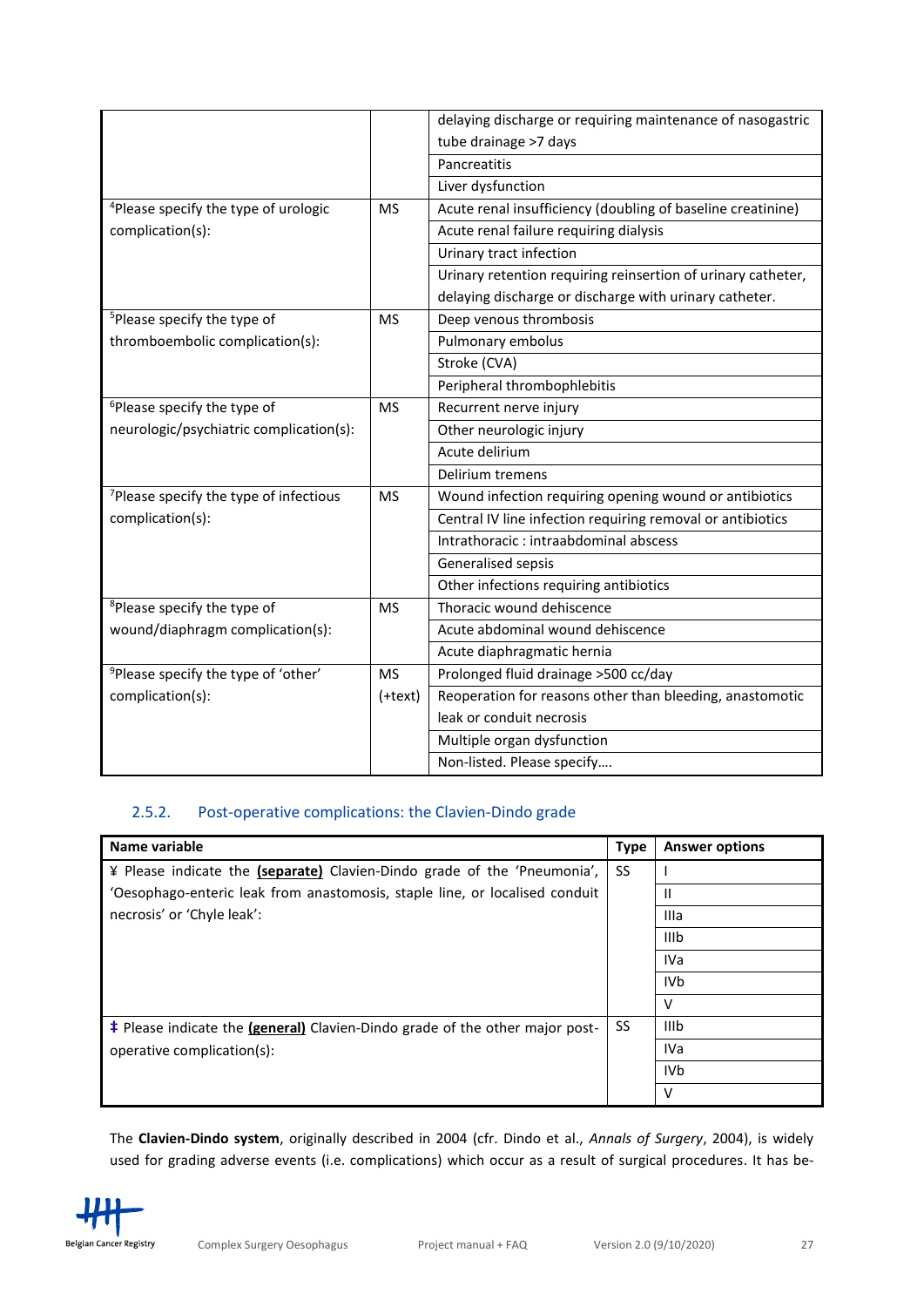| | | |
|---|---|---|
| | | delaying discharge or requiring maintenance of nasogastric tube drainage >7 days |
| | | Pancreatitis |
| | | Liver dysfunction |
| [4]Please specify the type of urologic complication(s): | MS | Acute renal insufficiency (doubling of baseline creatinine) |
| | | Acute renal failure requiring dialysis |
| | | Urinary tract infection |
| | | Urinary retention requiring reinsertion of urinary catheter, delaying discharge or discharge with urinary catheter. |
| [5]Please specify the type of thromboembolic complication(s): | MS | Deep venous thrombosis |
| | | Pulmonary embolus |
| | | Stroke (CVA) |
| | | Peripheral thrombophlebitis |
| [6]Please specify the type of neurologic/psychiatric complication(s): | MS | Recurrent nerve injury |
| | | Other neurologic injury |
| | | Acute delirium |
| | | Delirium tremens |
| [7]Please specify the type of infectious complication(s): | MS | Wound infection requiring opening wound or antibiotics |
| | | Central IV line infection requiring removal or antibiotics |
| | | Intrathoracic : intraabdominal abscess |
| | | Generalised sepsis |
| | | Other infections requiring antibiotics |
| [8]Please specify the type of wound/diaphragm complication(s): | MS | Thoracic wound dehiscence |
| | | Acute abdominal wound dehiscence |
| | | Acute diaphragmatic hernia |
| [9]Please specify the type of 'other' complication(s): | MS (+text) | Prolonged fluid drainage >500 cc/day |
| | | Reoperation for reasons other than bleeding, anastomotic leak or conduit necrosis |
| | | Multiple organ dysfunction |
| | | Non-listed. Please specify…. |

### 2.5.2. Post-operative complications: the Clavien-Dindo grade

| Name variable | Type | Answer options |
|---|---|---|
| ¥ Please indicate the **(separate)** Clavien-Dindo grade of the 'Pneumonia', 'Oesophago-enteric leak from anastomosis, staple line, or localised conduit necrosis' or 'Chyle leak': | SS | I |
| | | II |
| | | IIIa |
| | | IIIb |
| | | IVa |
| | | IVb |
| | | V |
| ‡ Please indicate the **(general)** Clavien-Dindo grade of the other major post-operative complication(s): | SS | IIIb |
| | | IVa |
| | | IVb |
| | | V |

The **Clavien-Dindo system**, originally described in 2004 (cfr. Dindo et al., *Annals of Surgery*, 2004), is widely used for grading adverse events (i.e. complications) which occur as a result of surgical procedures. It has be-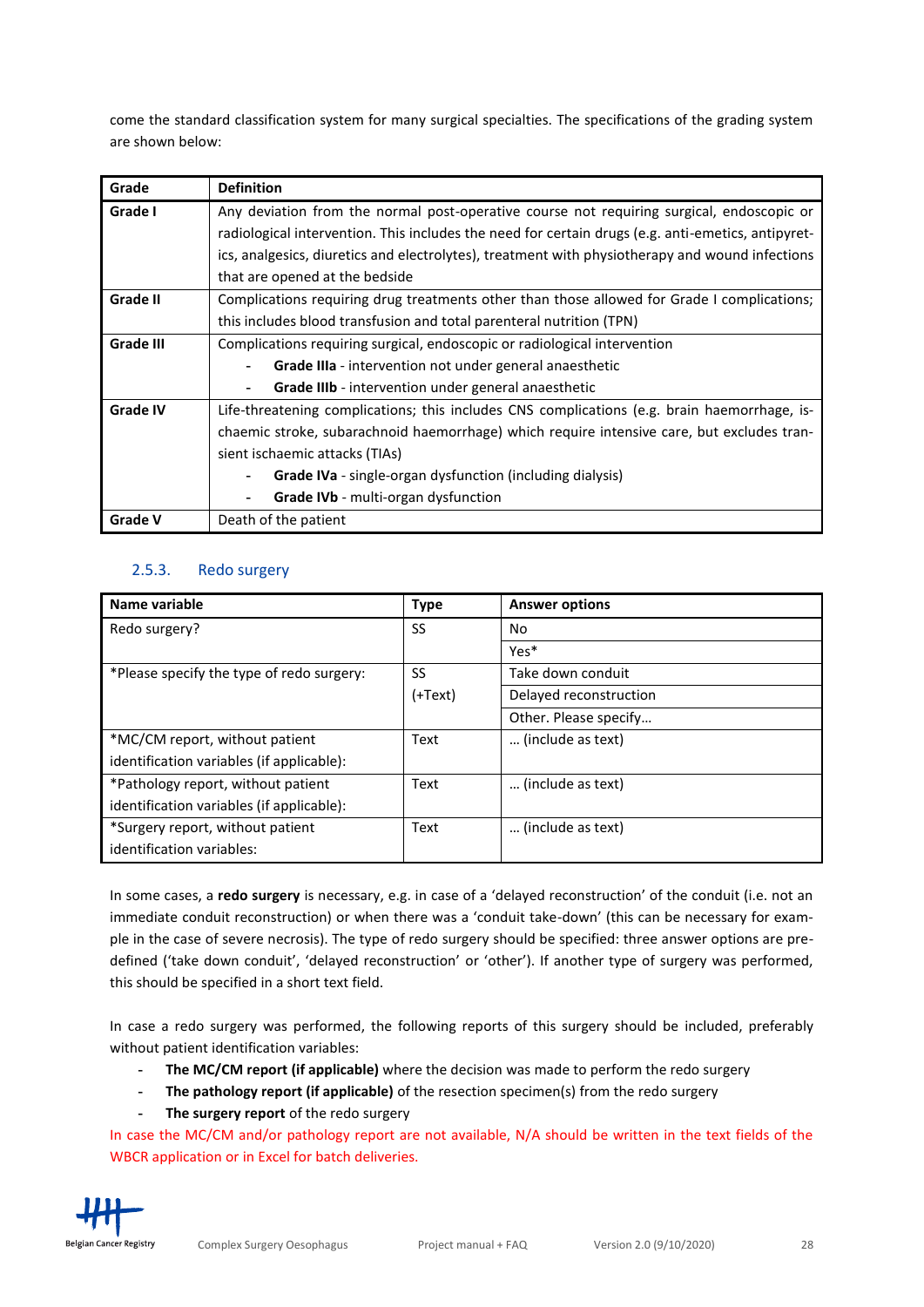come the standard classification system for many surgical specialties. The specifications of the grading system are shown below:

| Grade | Definition |
| --- | --- |
| **Grade I** | Any deviation from the normal post-operative course not requiring surgical, endoscopic or radiological intervention. This includes the need for certain drugs (e.g. anti-emetics, antipyretics, analgesics, diuretics and electrolytes), treatment with physiotherapy and wound infections that are opened at the bedside |
| **Grade II** | Complications requiring drug treatments other than those allowed for Grade I complications; this includes blood transfusion and total parenteral nutrition (TPN) |
| **Grade III** | Complications requiring surgical, endoscopic or radiological intervention<br>- **Grade IIIa** - intervention not under general anaesthetic<br>- **Grade IIIb** - intervention under general anaesthetic |
| **Grade IV** | Life-threatening complications; this includes CNS complications (e.g. brain haemorrhage, ischaemic stroke, subarachnoid haemorrhage) which require intensive care, but excludes transient ischaemic attacks (TIAs)<br>- **Grade IVa** - single-organ dysfunction (including dialysis)<br>- **Grade IVb** - multi-organ dysfunction |
| **Grade V** | Death of the patient |

### 2.5.3. Redo surgery

| Name variable | Type | Answer options |
| --- | --- | --- |
| Redo surgery? | SS | No |
| | | Yes* |
| *Please specify the type of redo surgery: | SS (+Text) | Take down conduit |
| | | Delayed reconstruction |
| | | Other. Please specify… |
| *MC/CM report, without patient identification variables (if applicable): | Text | … (include as text) |
| *Pathology report, without patient identification variables (if applicable): | Text | … (include as text) |
| *Surgery report, without patient identification variables: | Text | … (include as text) |

In some cases, a **redo surgery** is necessary, e.g. in case of a 'delayed reconstruction' of the conduit (i.e. not an immediate conduit reconstruction) or when there was a 'conduit take-down' (this can be necessary for example in the case of severe necrosis). The type of redo surgery should be specified: three answer options are predefined ('take down conduit', 'delayed reconstruction' or 'other'). If another type of surgery was performed, this should be specified in a short text field.

In case a redo surgery was performed, the following reports of this surgery should be included, preferably without patient identification variables:

- **The MC/CM report (if applicable)** where the decision was made to perform the redo surgery
- **The pathology report (if applicable)** of the resection specimen(s) from the redo surgery
- **The surgery report** of the redo surgery

In case the MC/CM and/or pathology report are not available, N/A should be written in the text fields of the WBCR application or in Excel for batch deliveries.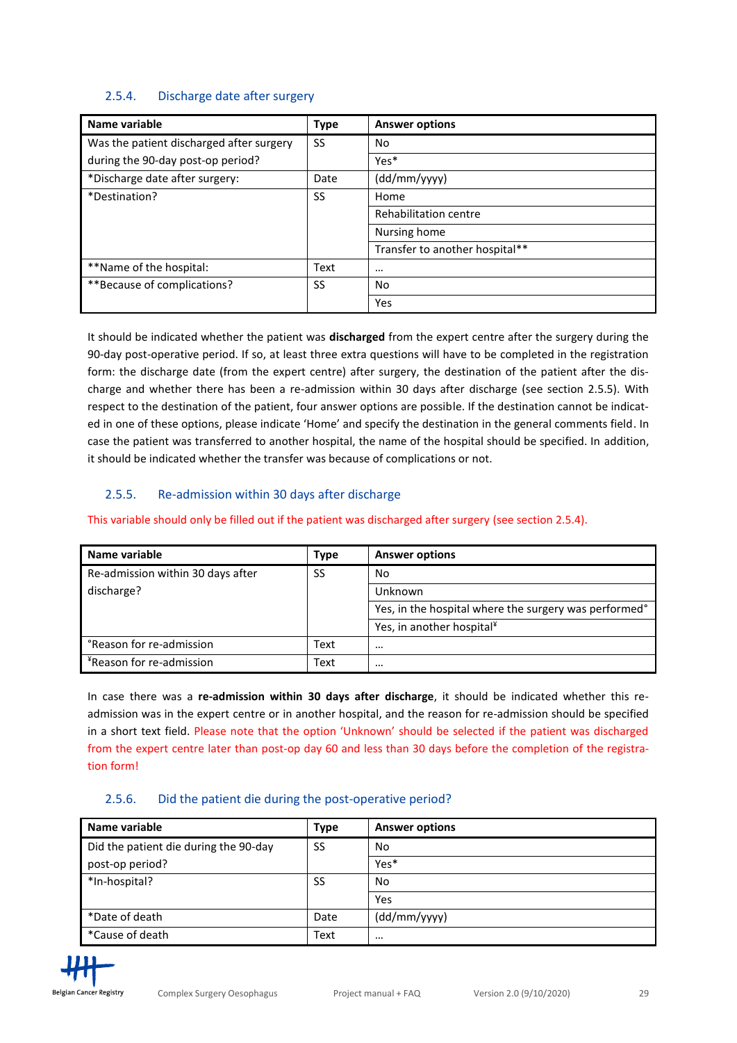### 2.5.4. Discharge date after surgery

| Name variable | Type | Answer options |
|---|---|---|
| Was the patient discharged after surgery during the 90-day post-op period? | SS | No |
| | | Yes* |
| *Discharge date after surgery: | Date | (dd/mm/yyyy) |
| *Destination? | SS | Home |
| | | Rehabilitation centre |
| | | Nursing home |
| | | Transfer to another hospital** |
| **Name of the hospital: | Text | … |
| **Because of complications? | SS | No |
| | | Yes |

It should be indicated whether the patient was **discharged** from the expert centre after the surgery during the 90-day post-operative period. If so, at least three extra questions will have to be completed in the registration form: the discharge date (from the expert centre) after surgery, the destination of the patient after the discharge and whether there has been a re-admission within 30 days after discharge (see section 2.5.5). With respect to the destination of the patient, four answer options are possible. If the destination cannot be indicated in one of these options, please indicate 'Home' and specify the destination in the general comments field. In case the patient was transferred to another hospital, the name of the hospital should be specified. In addition, it should be indicated whether the transfer was because of complications or not.

### 2.5.5. Re-admission within 30 days after discharge

This variable should only be filled out if the patient was discharged after surgery (see section 2.5.4).

| Name variable | Type | Answer options |
|---|---|---|
| Re-admission within 30 days after discharge? | SS | No |
| | | Unknown |
| | | Yes, in the hospital where the surgery was performed° |
| | | Yes, in another hospital¥ |
| °Reason for re-admission | Text | … |
| ¥Reason for re-admission | Text | … |

In case there was a **re-admission within 30 days after discharge**, it should be indicated whether this re-admission was in the expert centre or in another hospital, and the reason for re-admission should be specified in a short text field. Please note that the option 'Unknown' should be selected if the patient was discharged from the expert centre later than post-op day 60 and less than 30 days before the completion of the registration form!

### 2.5.6. Did the patient die during the post-operative period?

| Name variable | Type | Answer options |
|---|---|---|
| Did the patient die during the 90-day post-op period? | SS | No |
| | | Yes* |
| *In-hospital? | SS | No |
| | | Yes |
| *Date of death | Date | (dd/mm/yyyy) |
| *Cause of death | Text | … |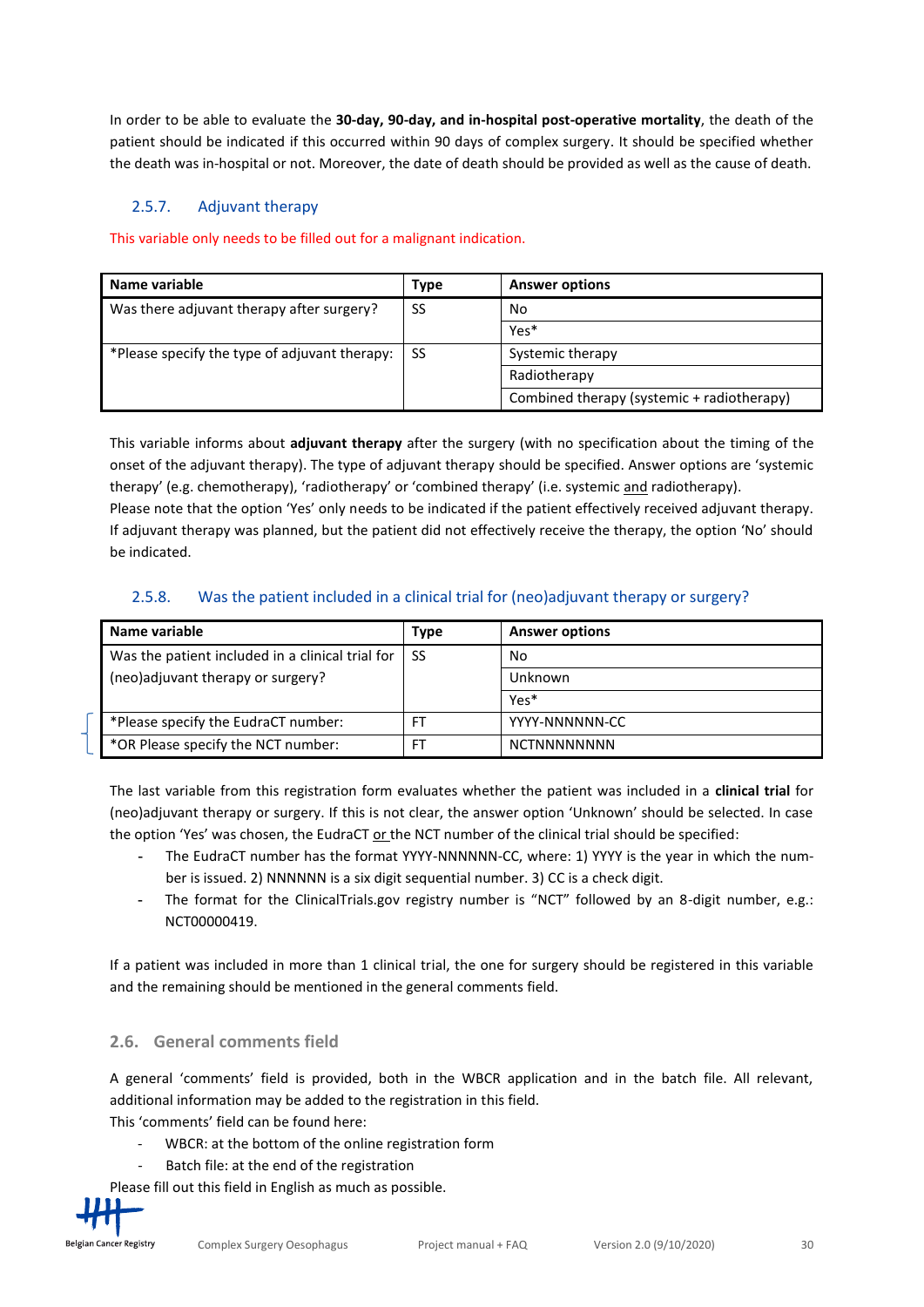In order to be able to evaluate the **30-day, 90-day, and in-hospital post-operative mortality**, the death of the patient should be indicated if this occurred within 90 days of complex surgery. It should be specified whether the death was in-hospital or not. Moreover, the date of death should be provided as well as the cause of death.

### 2.5.7. Adjuvant therapy

This variable only needs to be filled out for a malignant indication.

| Name variable | Type | Answer options |
|---|---|---|
| Was there adjuvant therapy after surgery? | SS | No |
| | | Yes* |
| *Please specify the type of adjuvant therapy: | SS | Systemic therapy |
| | | Radiotherapy |
| | | Combined therapy (systemic + radiotherapy) |

This variable informs about **adjuvant therapy** after the surgery (with no specification about the timing of the onset of the adjuvant therapy). The type of adjuvant therapy should be specified. Answer options are 'systemic therapy' (e.g. chemotherapy), 'radiotherapy' or 'combined therapy' (i.e. systemic and radiotherapy).
Please note that the option 'Yes' only needs to be indicated if the patient effectively received adjuvant therapy. If adjuvant therapy was planned, but the patient did not effectively receive the therapy, the option 'No' should be indicated.

### 2.5.8. Was the patient included in a clinical trial for (neo)adjuvant therapy or surgery?

| Name variable | Type | Answer options |
|---|---|---|
| Was the patient included in a clinical trial for (neo)adjuvant therapy or surgery? | SS | No |
| | | Unknown |
| | | Yes* |
| *Please specify the EudraCT number: | FT | YYYY-NNNNNN-CC |
| *OR Please specify the NCT number: | FT | NCTNNNNNNNN |

The last variable from this registration form evaluates whether the patient was included in a **clinical trial** for (neo)adjuvant therapy or surgery. If this is not clear, the answer option 'Unknown' should be selected. In case the option 'Yes' was chosen, the EudraCT number or the NCT number of the clinical trial should be specified:

- The EudraCT number has the format YYYY-NNNNNN-CC, where: 1) YYYY is the year in which the number is issued. 2) NNNNNN is a six digit sequential number. 3) CC is a check digit.
- The format for the ClinicalTrials.gov registry number is "NCT" followed by an 8-digit number, e.g.: NCT00000419.

If a patient was included in more than 1 clinical trial, the one for surgery should be registered in this variable and the remaining should be mentioned in the general comments field.

## 2.6. General comments field

A general 'comments' field is provided, both in the WBCR application and in the batch file. All relevant, additional information may be added to the registration in this field.
This 'comments' field can be found here:

- WBCR: at the bottom of the online registration form
- Batch file: at the end of the registration

Please fill out this field in English as much as possible.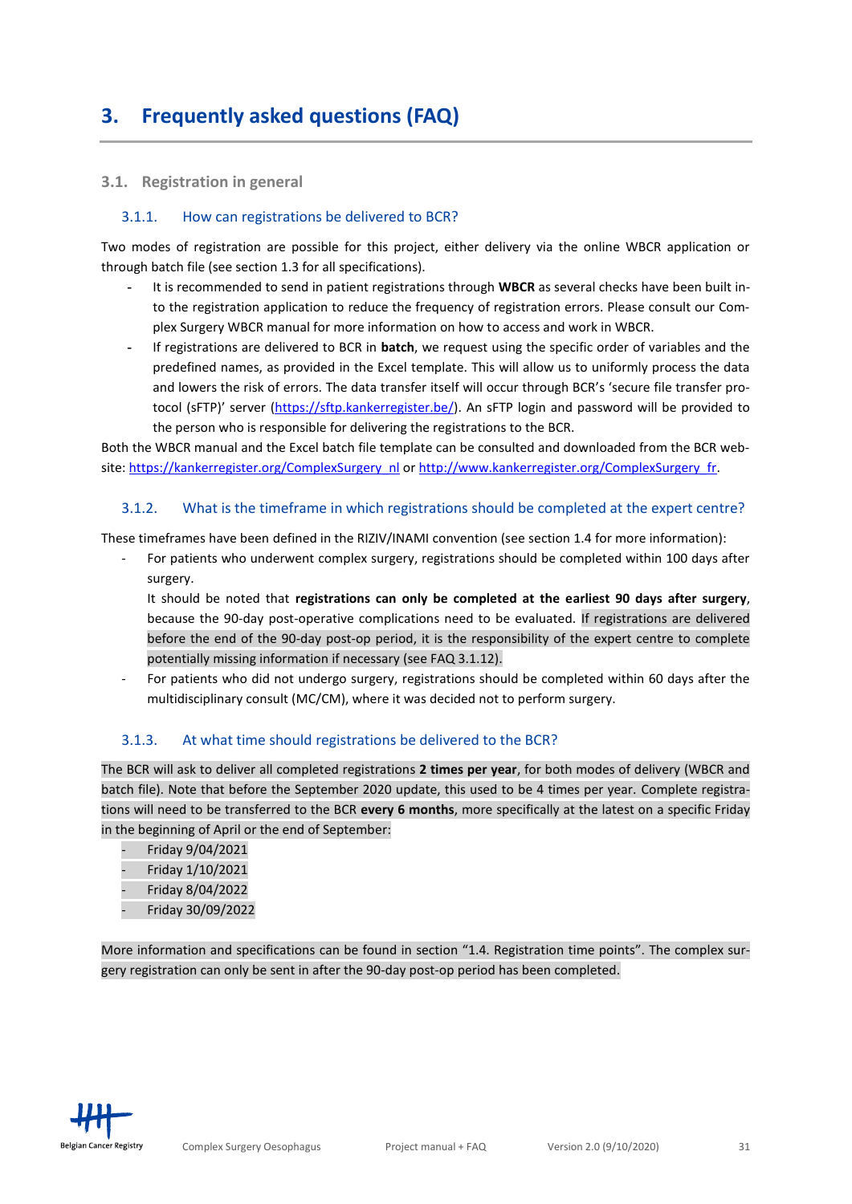# 3. Frequently asked questions (FAQ)

## 3.1. Registration in general

### 3.1.1. How can registrations be delivered to BCR?

Two modes of registration are possible for this project, either delivery via the online WBCR application or through batch file (see section 1.3 for all specifications).

- It is recommended to send in patient registrations through **WBCR** as several checks have been built into the registration application to reduce the frequency of registration errors. Please consult our Complex Surgery WBCR manual for more information on how to access and work in WBCR.
- If registrations are delivered to BCR in **batch**, we request using the specific order of variables and the predefined names, as provided in the Excel template. This will allow us to uniformly process the data and lowers the risk of errors. The data transfer itself will occur through BCR's 'secure file transfer protocol (sFTP)' server (https://sftp.kankerregister.be/). An sFTP login and password will be provided to the person who is responsible for delivering the registrations to the BCR.

Both the WBCR manual and the Excel batch file template can be consulted and downloaded from the BCR website: https://kankerregister.org/ComplexSurgery_nl or http://www.kankerregister.org/ComplexSurgery_fr.

### 3.1.2. What is the timeframe in which registrations should be completed at the expert centre?

These timeframes have been defined in the RIZIV/INAMI convention (see section 1.4 for more information):

- For patients who underwent complex surgery, registrations should be completed within 100 days after surgery.
  It should be noted that **registrations can only be completed at the earliest 90 days after surgery**, because the 90-day post-operative complications need to be evaluated. If registrations are delivered before the end of the 90-day post-op period, it is the responsibility of the expert centre to complete potentially missing information if necessary (see FAQ 3.1.12).
- For patients who did not undergo surgery, registrations should be completed within 60 days after the multidisciplinary consult (MC/CM), where it was decided not to perform surgery.

### 3.1.3. At what time should registrations be delivered to the BCR?

The BCR will ask to deliver all completed registrations **2 times per year**, for both modes of delivery (WBCR and batch file). Note that before the September 2020 update, this used to be 4 times per year. Complete registrations will need to be transferred to the BCR **every 6 months**, more specifically at the latest on a specific Friday in the beginning of April or the end of September:

- Friday 9/04/2021
- Friday 1/10/2021
- Friday 8/04/2022
- Friday 30/09/2022

More information and specifications can be found in section "1.4. Registration time points". The complex surgery registration can only be sent in after the 90-day post-op period has been completed.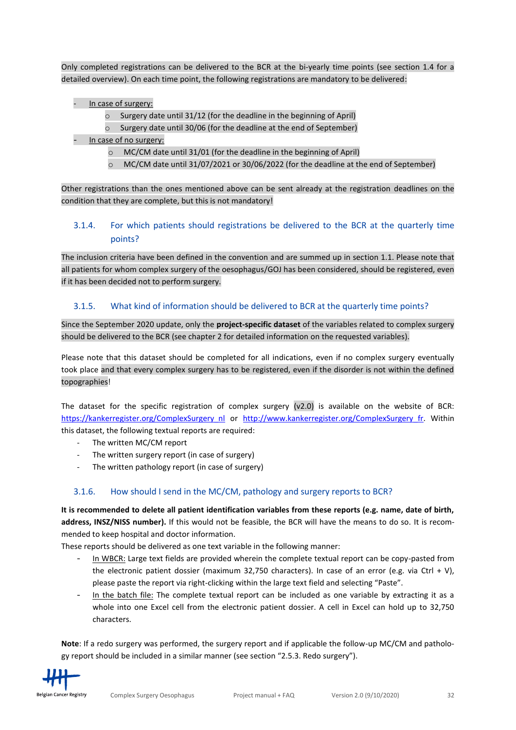Only completed registrations can be delivered to the BCR at the bi-yearly time points (see section 1.4 for a detailed overview). On each time point, the following registrations are mandatory to be delivered:

- In case of surgery:
    - Surgery date until 31/12 (for the deadline in the beginning of April)
    - Surgery date until 30/06 (for the deadline at the end of September)
- In case of no surgery:
    - MC/CM date until 31/01 (for the deadline in the beginning of April)
    - MC/CM date until 31/07/2021 or 30/06/2022 (for the deadline at the end of September)

Other registrations than the ones mentioned above can be sent already at the registration deadlines on the condition that they are complete, but this is not mandatory!

### 3.1.4. For which patients should registrations be delivered to the BCR at the quarterly time points?

The inclusion criteria have been defined in the convention and are summed up in section 1.1. Please note that all patients for whom complex surgery of the oesophagus/GOJ has been considered, should be registered, even if it has been decided not to perform surgery.

### 3.1.5. What kind of information should be delivered to BCR at the quarterly time points?

Since the September 2020 update, only the **project-specific dataset** of the variables related to complex surgery should be delivered to the BCR (see chapter 2 for detailed information on the requested variables).

Please note that this dataset should be completed for all indications, even if no complex surgery eventually took place and that every complex surgery has to be registered, even if the disorder is not within the defined topographies!

The dataset for the specific registration of complex surgery (v2.0) is available on the website of BCR: https://kankerregister.org/ComplexSurgery_nl or http://www.kankerregister.org/ComplexSurgery_fr. Within this dataset, the following textual reports are required:

- The written MC/CM report
- The written surgery report (in case of surgery)
- The written pathology report (in case of surgery)

### 3.1.6. How should I send in the MC/CM, pathology and surgery reports to BCR?

**It is recommended to delete all patient identification variables from these reports (e.g. name, date of birth, address, INSZ/NISS number).** If this would not be feasible, the BCR will have the means to do so. It is recommended to keep hospital and doctor information.

These reports should be delivered as one text variable in the following manner:

- In WBCR: Large text fields are provided wherein the complete textual report can be copy-pasted from the electronic patient dossier (maximum 32,750 characters). In case of an error (e.g. via Ctrl + V), please paste the report via right-clicking within the large text field and selecting "Paste".
- In the batch file: The complete textual report can be included as one variable by extracting it as a whole into one Excel cell from the electronic patient dossier. A cell in Excel can hold up to 32,750 characters.

**Note**: If a redo surgery was performed, the surgery report and if applicable the follow-up MC/CM and pathology report should be included in a similar manner (see section "2.5.3. Redo surgery").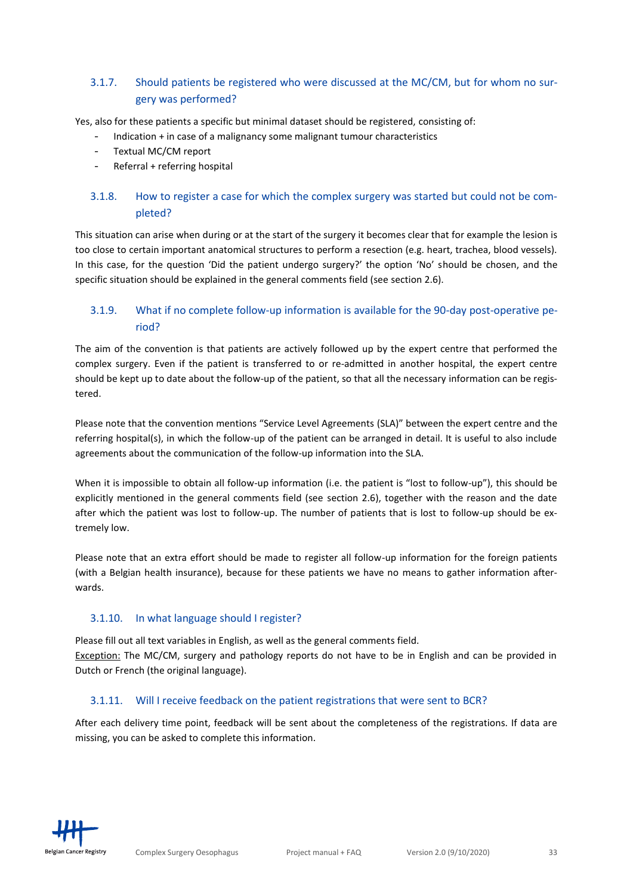### 3.1.7. Should patients be registered who were discussed at the MC/CM, but for whom no surgery was performed?

Yes, also for these patients a specific but minimal dataset should be registered, consisting of:

- Indication + in case of a malignancy some malignant tumour characteristics
- Textual MC/CM report
- Referral + referring hospital

### 3.1.8. How to register a case for which the complex surgery was started but could not be completed?

This situation can arise when during or at the start of the surgery it becomes clear that for example the lesion is too close to certain important anatomical structures to perform a resection (e.g. heart, trachea, blood vessels). In this case, for the question 'Did the patient undergo surgery?' the option 'No' should be chosen, and the specific situation should be explained in the general comments field (see section 2.6).

### 3.1.9. What if no complete follow-up information is available for the 90-day post-operative period?

The aim of the convention is that patients are actively followed up by the expert centre that performed the complex surgery. Even if the patient is transferred to or re-admitted in another hospital, the expert centre should be kept up to date about the follow-up of the patient, so that all the necessary information can be registered.

Please note that the convention mentions "Service Level Agreements (SLA)" between the expert centre and the referring hospital(s), in which the follow-up of the patient can be arranged in detail. It is useful to also include agreements about the communication of the follow-up information into the SLA.

When it is impossible to obtain all follow-up information (i.e. the patient is "lost to follow-up"), this should be explicitly mentioned in the general comments field (see section 2.6), together with the reason and the date after which the patient was lost to follow-up. The number of patients that is lost to follow-up should be extremely low.

Please note that an extra effort should be made to register all follow-up information for the foreign patients (with a Belgian health insurance), because for these patients we have no means to gather information afterwards.

### 3.1.10. In what language should I register?

Please fill out all text variables in English, as well as the general comments field.
Exception: The MC/CM, surgery and pathology reports do not have to be in English and can be provided in Dutch or French (the original language).

### 3.1.11. Will I receive feedback on the patient registrations that were sent to BCR?

After each delivery time point, feedback will be sent about the completeness of the registrations. If data are missing, you can be asked to complete this information.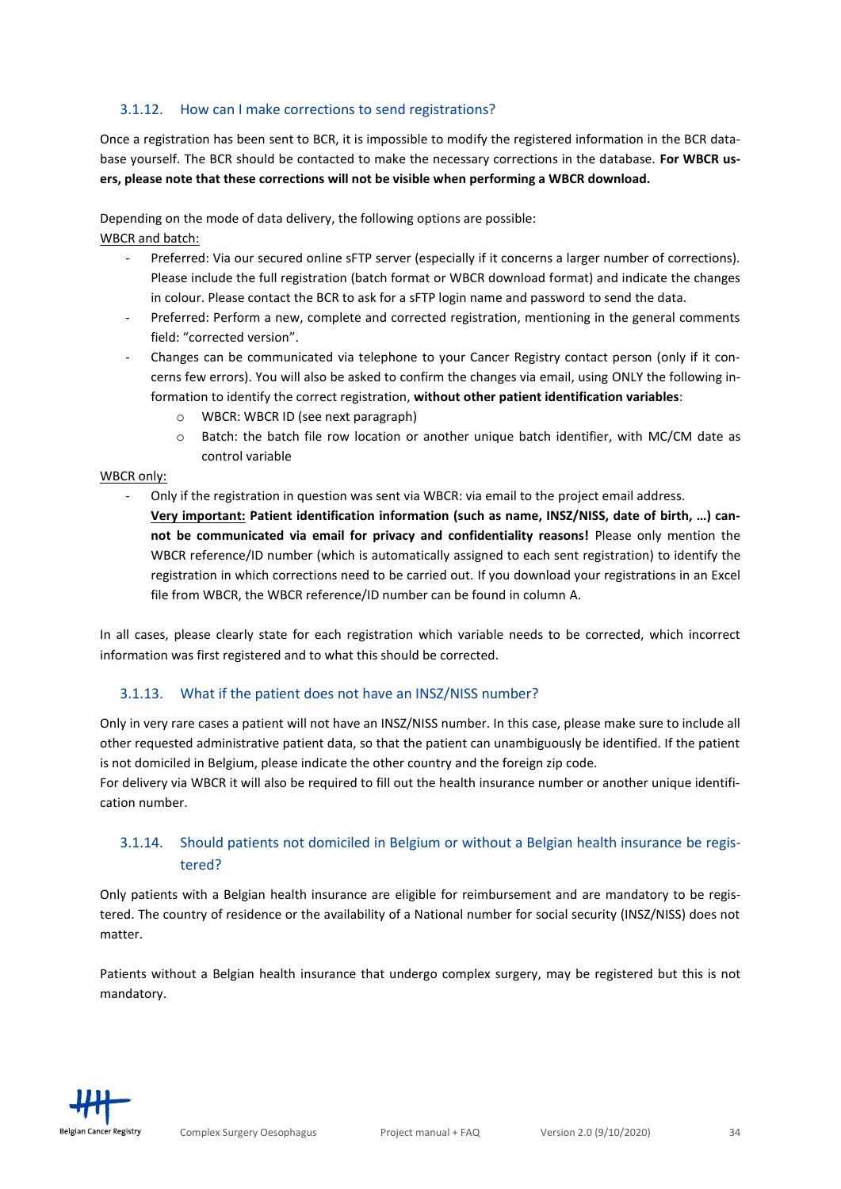### 3.1.12. How can I make corrections to send registrations?

Once a registration has been sent to BCR, it is impossible to modify the registered information in the BCR database yourself. The BCR should be contacted to make the necessary corrections in the database. **For WBCR users, please note that these corrections will not be visible when performing a WBCR download.**

Depending on the mode of data delivery, the following options are possible:

WBCR and batch:

- Preferred: Via our secured online sFTP server (especially if it concerns a larger number of corrections). Please include the full registration (batch format or WBCR download format) and indicate the changes in colour. Please contact the BCR to ask for a sFTP login name and password to send the data.
- Preferred: Perform a new, complete and corrected registration, mentioning in the general comments field: "corrected version".
- Changes can be communicated via telephone to your Cancer Registry contact person (only if it concerns few errors). You will also be asked to confirm the changes via email, using ONLY the following information to identify the correct registration, **without other patient identification variables**:
  - WBCR: WBCR ID (see next paragraph)
  - Batch: the batch file row location or another unique batch identifier, with MC/CM date as control variable

WBCR only:

- Only if the registration in question was sent via WBCR: via email to the project email address.
  **Very important: Patient identification information (such as name, INSZ/NISS, date of birth, …) cannot be communicated via email for privacy and confidentiality reasons!** Please only mention the WBCR reference/ID number (which is automatically assigned to each sent registration) to identify the registration in which corrections need to be carried out. If you download your registrations in an Excel file from WBCR, the WBCR reference/ID number can be found in column A.

In all cases, please clearly state for each registration which variable needs to be corrected, which incorrect information was first registered and to what this should be corrected.

### 3.1.13. What if the patient does not have an INSZ/NISS number?

Only in very rare cases a patient will not have an INSZ/NISS number. In this case, please make sure to include all other requested administrative patient data, so that the patient can unambiguously be identified. If the patient is not domiciled in Belgium, please indicate the other country and the foreign zip code.
For delivery via WBCR it will also be required to fill out the health insurance number or another unique identification number.

### 3.1.14. Should patients not domiciled in Belgium or without a Belgian health insurance be registered?

Only patients with a Belgian health insurance are eligible for reimbursement and are mandatory to be registered. The country of residence or the availability of a National number for social security (INSZ/NISS) does not matter.

Patients without a Belgian health insurance that undergo complex surgery, may be registered but this is not mandatory.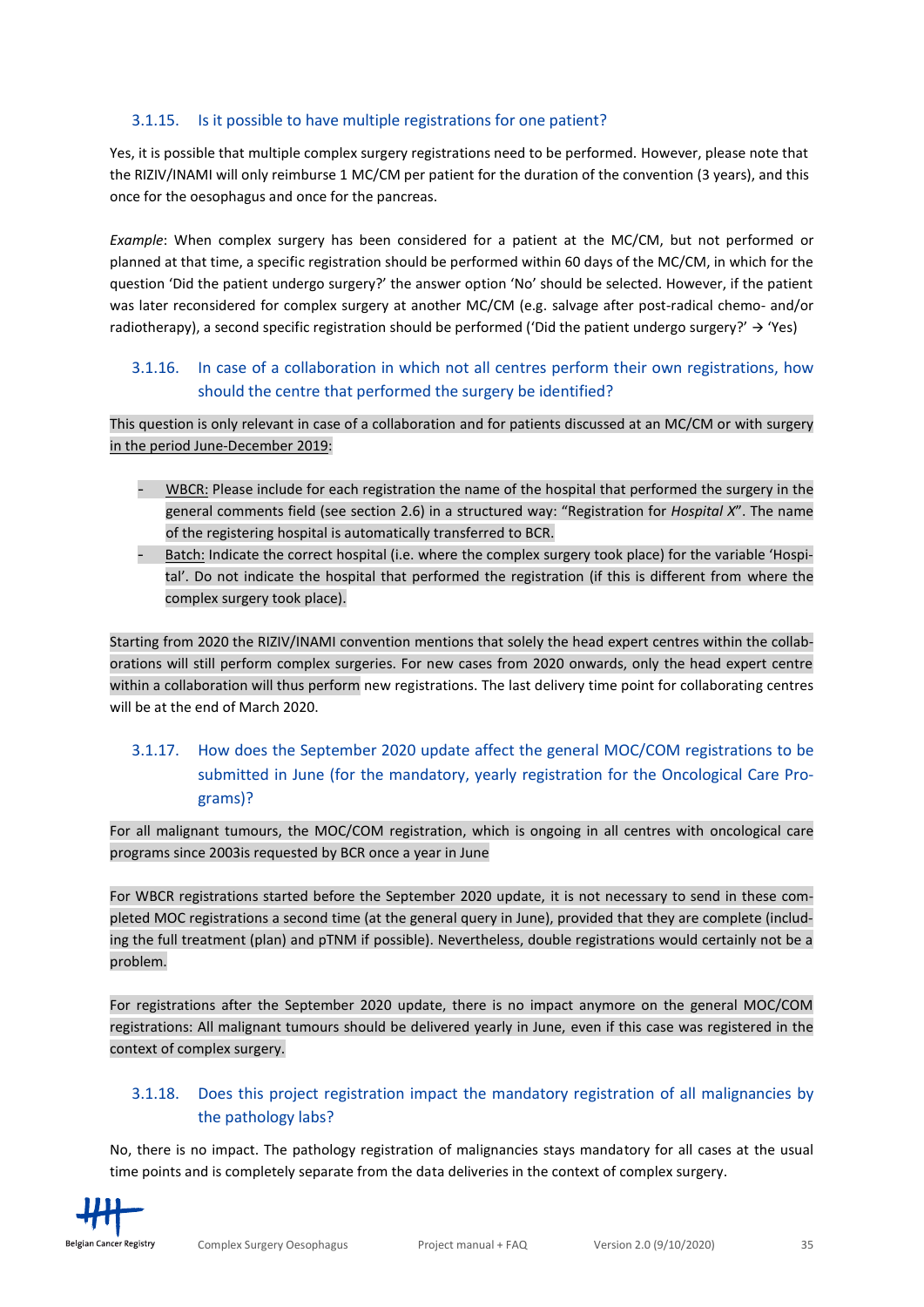### 3.1.15. Is it possible to have multiple registrations for one patient?

Yes, it is possible that multiple complex surgery registrations need to be performed. However, please note that the RIZIV/INAMI will only reimburse 1 MC/CM per patient for the duration of the convention (3 years), and this once for the oesophagus and once for the pancreas.

*Example*: When complex surgery has been considered for a patient at the MC/CM, but not performed or planned at that time, a specific registration should be performed within 60 days of the MC/CM, in which for the question 'Did the patient undergo surgery?' the answer option 'No' should be selected. However, if the patient was later reconsidered for complex surgery at another MC/CM (e.g. salvage after post-radical chemo- and/or radiotherapy), a second specific registration should be performed ('Did the patient undergo surgery?' → 'Yes')

### 3.1.16. In case of a collaboration in which not all centres perform their own registrations, how should the centre that performed the surgery be identified?

This question is only relevant in case of a collaboration and for patients discussed at an MC/CM or with surgery in the period June-December 2019:

- WBCR: Please include for each registration the name of the hospital that performed the surgery in the general comments field (see section 2.6) in a structured way: "Registration for *Hospital X*". The name of the registering hospital is automatically transferred to BCR.
- Batch: Indicate the correct hospital (i.e. where the complex surgery took place) for the variable 'Hospital'. Do not indicate the hospital that performed the registration (if this is different from where the complex surgery took place).

Starting from 2020 the RIZIV/INAMI convention mentions that solely the head expert centres within the collaborations will still perform complex surgeries. For new cases from 2020 onwards, only the head expert centre within a collaboration will thus perform new registrations. The last delivery time point for collaborating centres will be at the end of March 2020.

### 3.1.17. How does the September 2020 update affect the general MOC/COM registrations to be submitted in June (for the mandatory, yearly registration for the Oncological Care Programs)?

For all malignant tumours, the MOC/COM registration, which is ongoing in all centres with oncological care programs since 2003is requested by BCR once a year in June

For WBCR registrations started before the September 2020 update, it is not necessary to send in these completed MOC registrations a second time (at the general query in June), provided that they are complete (including the full treatment (plan) and pTNM if possible). Nevertheless, double registrations would certainly not be a problem.

For registrations after the September 2020 update, there is no impact anymore on the general MOC/COM registrations: All malignant tumours should be delivered yearly in June, even if this case was registered in the context of complex surgery.

### 3.1.18. Does this project registration impact the mandatory registration of all malignancies by the pathology labs?

No, there is no impact. The pathology registration of malignancies stays mandatory for all cases at the usual time points and is completely separate from the data deliveries in the context of complex surgery.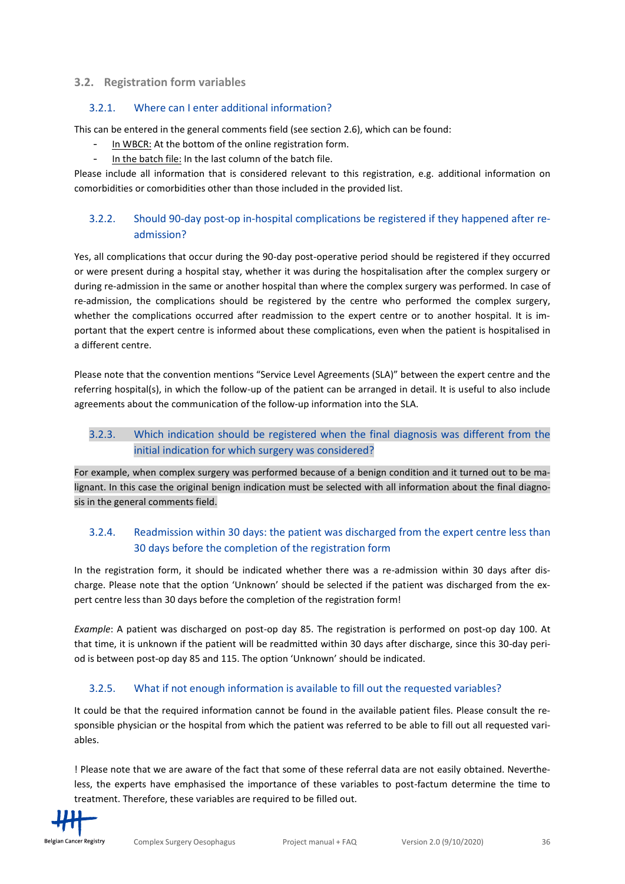## 3.2. Registration form variables

### 3.2.1. Where can I enter additional information?

This can be entered in the general comments field (see section 2.6), which can be found:

- In WBCR: At the bottom of the online registration form.
- In the batch file: In the last column of the batch file.

Please include all information that is considered relevant to this registration, e.g. additional information on comorbidities or comorbidities other than those included in the provided list.

### 3.2.2. Should 90-day post-op in-hospital complications be registered if they happened after re-admission?

Yes, all complications that occur during the 90-day post-operative period should be registered if they occurred or were present during a hospital stay, whether it was during the hospitalisation after the complex surgery or during re-admission in the same or another hospital than where the complex surgery was performed. In case of re-admission, the complications should be registered by the centre who performed the complex surgery, whether the complications occurred after readmission to the expert centre or to another hospital. It is important that the expert centre is informed about these complications, even when the patient is hospitalised in a different centre.

Please note that the convention mentions "Service Level Agreements (SLA)" between the expert centre and the referring hospital(s), in which the follow-up of the patient can be arranged in detail. It is useful to also include agreements about the communication of the follow-up information into the SLA.

### 3.2.3. Which indication should be registered when the final diagnosis was different from the initial indication for which surgery was considered?

For example, when complex surgery was performed because of a benign condition and it turned out to be malignant. In this case the original benign indication must be selected with all information about the final diagnosis in the general comments field.

### 3.2.4. Readmission within 30 days: the patient was discharged from the expert centre less than 30 days before the completion of the registration form

In the registration form, it should be indicated whether there was a re-admission within 30 days after discharge. Please note that the option 'Unknown' should be selected if the patient was discharged from the expert centre less than 30 days before the completion of the registration form!

*Example*: A patient was discharged on post-op day 85. The registration is performed on post-op day 100. At that time, it is unknown if the patient will be readmitted within 30 days after discharge, since this 30-day period is between post-op day 85 and 115. The option 'Unknown' should be indicated.

### 3.2.5. What if not enough information is available to fill out the requested variables?

It could be that the required information cannot be found in the available patient files. Please consult the responsible physician or the hospital from which the patient was referred to be able to fill out all requested variables.

! Please note that we are aware of the fact that some of these referral data are not easily obtained. Nevertheless, the experts have emphasised the importance of these variables to post-factum determine the time to treatment. Therefore, these variables are required to be filled out.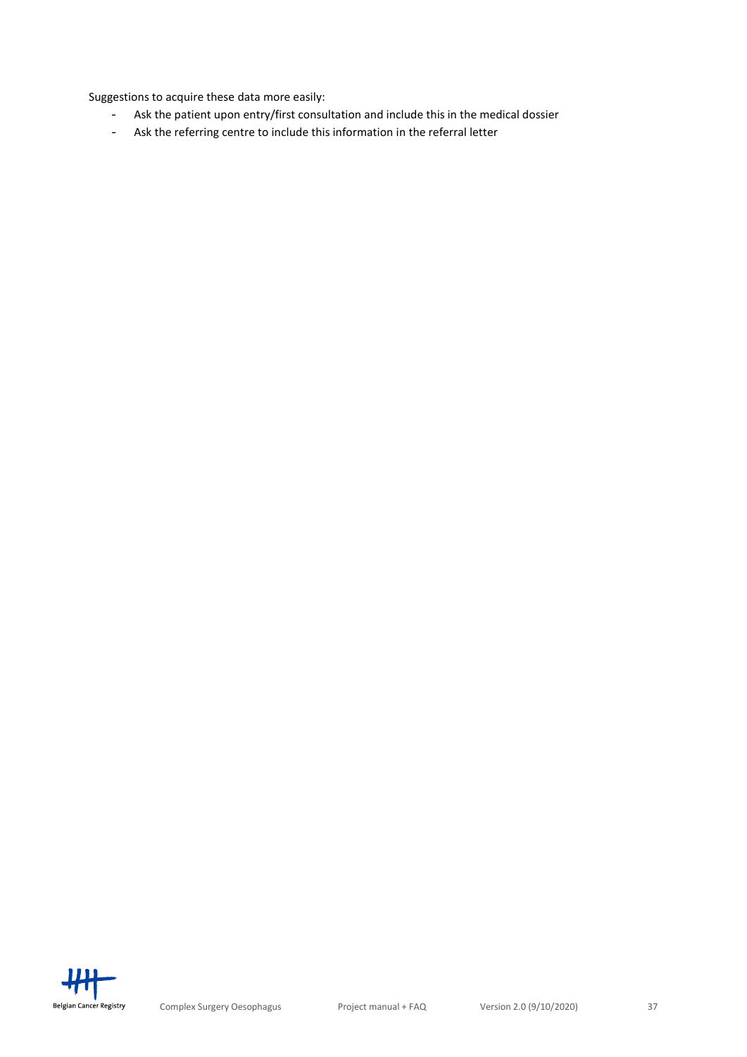Suggestions to acquire these data more easily:

- Ask the patient upon entry/first consultation and include this in the medical dossier
- Ask the referring centre to include this information in the referral letter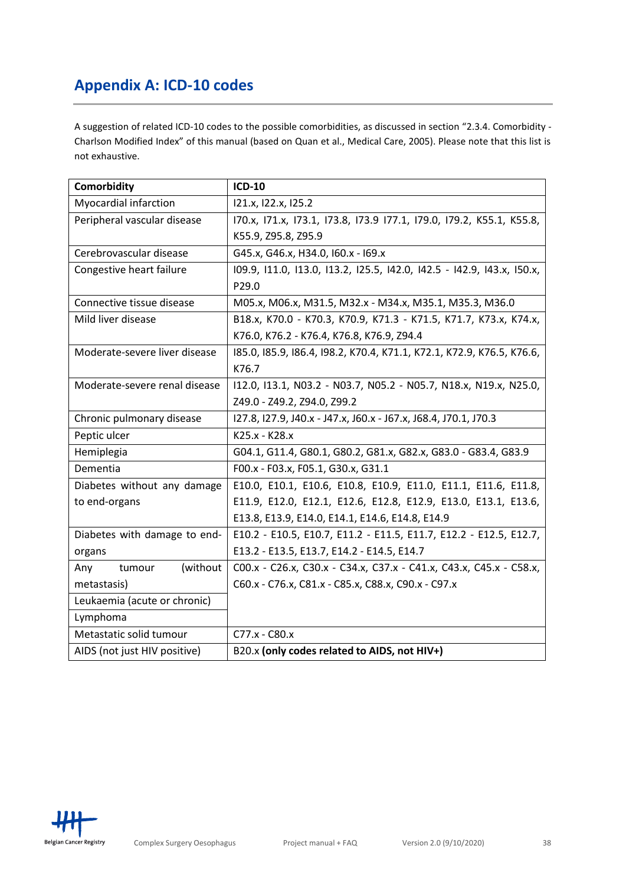# Appendix A: ICD-10 codes

A suggestion of related ICD-10 codes to the possible comorbidities, as discussed in section "2.3.4. Comorbidity - Charlson Modified Index" of this manual (based on Quan et al., Medical Care, 2005). Please note that this list is not exhaustive.

| Comorbidity | ICD-10 |
|---|---|
| Myocardial infarction | I21.x, I22.x, I25.2 |
| Peripheral vascular disease | I70.x, I71.x, I73.1, I73.8, I73.9 I77.1, I79.0, I79.2, K55.1, K55.8, K55.9, Z95.8, Z95.9 |
| Cerebrovascular disease | G45.x, G46.x, H34.0, I60.x - I69.x |
| Congestive heart failure | I09.9, I11.0, I13.0, I13.2, I25.5, I42.0, I42.5 - I42.9, I43.x, I50.x, P29.0 |
| Connective tissue disease | M05.x, M06.x, M31.5, M32.x - M34.x, M35.1, M35.3, M36.0 |
| Mild liver disease | B18.x, K70.0 - K70.3, K70.9, K71.3 - K71.5, K71.7, K73.x, K74.x, K76.0, K76.2 - K76.4, K76.8, K76.9, Z94.4 |
| Moderate-severe liver disease | I85.0, I85.9, I86.4, I98.2, K70.4, K71.1, K72.1, K72.9, K76.5, K76.6, K76.7 |
| Moderate-severe renal disease | I12.0, I13.1, N03.2 - N03.7, N05.2 - N05.7, N18.x, N19.x, N25.0, Z49.0 - Z49.2, Z94.0, Z99.2 |
| Chronic pulmonary disease | I27.8, I27.9, J40.x - J47.x, J60.x - J67.x, J68.4, J70.1, J70.3 |
| Peptic ulcer | K25.x - K28.x |
| Hemiplegia | G04.1, G11.4, G80.1, G80.2, G81.x, G82.x, G83.0 - G83.4, G83.9 |
| Dementia | F00.x - F03.x, F05.1, G30.x, G31.1 |
| Diabetes without any damage to end-organs | E10.0, E10.1, E10.6, E10.8, E10.9, E11.0, E11.1, E11.6, E11.8, E11.9, E12.0, E12.1, E12.6, E12.8, E12.9, E13.0, E13.1, E13.6, E13.8, E13.9, E14.0, E14.1, E14.6, E14.8, E14.9 |
| Diabetes with damage to end-organs | E10.2 - E10.5, E10.7, E11.2 - E11.5, E11.7, E12.2 - E12.5, E12.7, E13.2 - E13.5, E13.7, E14.2 - E14.5, E14.7 |
| Any tumour (without metastasis) | C00.x - C26.x, C30.x - C34.x, C37.x - C41.x, C43.x, C45.x - C58.x, C60.x - C76.x, C81.x - C85.x, C88.x, C90.x - C97.x |
| Leukaemia (acute or chronic) | |
| Lymphoma | |
| Metastatic solid tumour | C77.x - C80.x |
| AIDS (not just HIV positive) | B20.x **(only codes related to AIDS, not HIV+)** |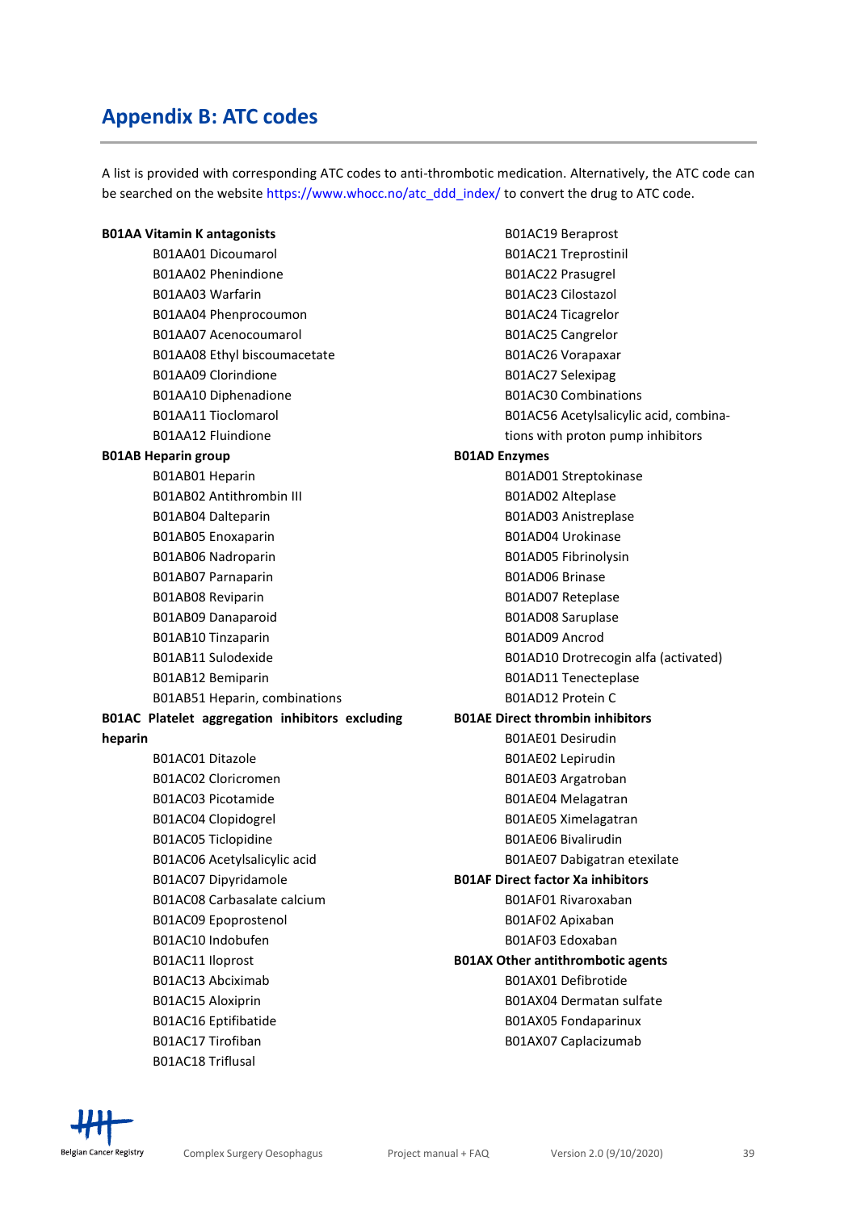## Appendix B: ATC codes

A list is provided with corresponding ATC codes to anti-thrombotic medication. Alternatively, the ATC code can be searched on the website https://www.whocc.no/atc_ddd_index/ to convert the drug to ATC code.

**B01AA Vitamin K antagonists**

- B01AA01 Dicoumarol
- B01AA02 Phenindione
- B01AA03 Warfarin
- B01AA04 Phenprocoumon
- B01AA07 Acenocoumarol
- B01AA08 Ethyl biscoumacetate
- B01AA09 Clorindione
- B01AA10 Diphenadione
- B01AA11 Tioclomarol
- B01AA12 Fluindione

**B01AB Heparin group**

- B01AB01 Heparin
- B01AB02 Antithrombin III
- B01AB04 Dalteparin
- B01AB05 Enoxaparin
- B01AB06 Nadroparin
- B01AB07 Parnaparin
- B01AB08 Reviparin
- B01AB09 Danaparoid
- B01AB10 Tinzaparin
- B01AB11 Sulodexide
- B01AB12 Bemiparin
- B01AB51 Heparin, combinations

**B01AC Platelet aggregation inhibitors excluding heparin**

- B01AC01 Ditazole
- B01AC02 Cloricromen
- B01AC03 Picotamide
- B01AC04 Clopidogrel
- B01AC05 Ticlopidine
- B01AC06 Acetylsalicylic acid
- B01AC07 Dipyridamole
- B01AC08 Carbasalate calcium
- B01AC09 Epoprostenol
- B01AC10 Indobufen
- B01AC11 Iloprost
- B01AC13 Abciximab
- B01AC15 Aloxiprin
- B01AC16 Eptifibatide
- B01AC17 Tirofiban
- B01AC18 Triflusal
- B01AC19 Beraprost
- B01AC21 Treprostinil
- B01AC22 Prasugrel
- B01AC23 Cilostazol
- B01AC24 Ticagrelor
- B01AC25 Cangrelor
- B01AC26 Vorapaxar
- B01AC27 Selexipag
- B01AC30 Combinations
- B01AC56 Acetylsalicylic acid, combinations with proton pump inhibitors

**B01AD Enzymes**

- B01AD01 Streptokinase
- B01AD02 Alteplase
- B01AD03 Anistreplase
- B01AD04 Urokinase
- B01AD05 Fibrinolysin
- B01AD06 Brinase
- B01AD07 Reteplase
- B01AD08 Saruplase
- B01AD09 Ancrod
- B01AD10 Drotrecogin alfa (activated)
- B01AD11 Tenecteplase
- B01AD12 Protein C

**B01AE Direct thrombin inhibitors**

- B01AE01 Desirudin
- B01AE02 Lepirudin
- B01AE03 Argatroban
- B01AE04 Melagatran
- B01AE05 Ximelagatran
- B01AE06 Bivalirudin
- B01AE07 Dabigatran etexilate

**B01AF Direct factor Xa inhibitors**

- B01AF01 Rivaroxaban
- B01AF02 Apixaban
- B01AF03 Edoxaban

**B01AX Other antithrombotic agents**

- B01AX01 Defibrotide
- B01AX04 Dermatan sulfate
- B01AX05 Fondaparinux
- B01AX07 Caplacizumab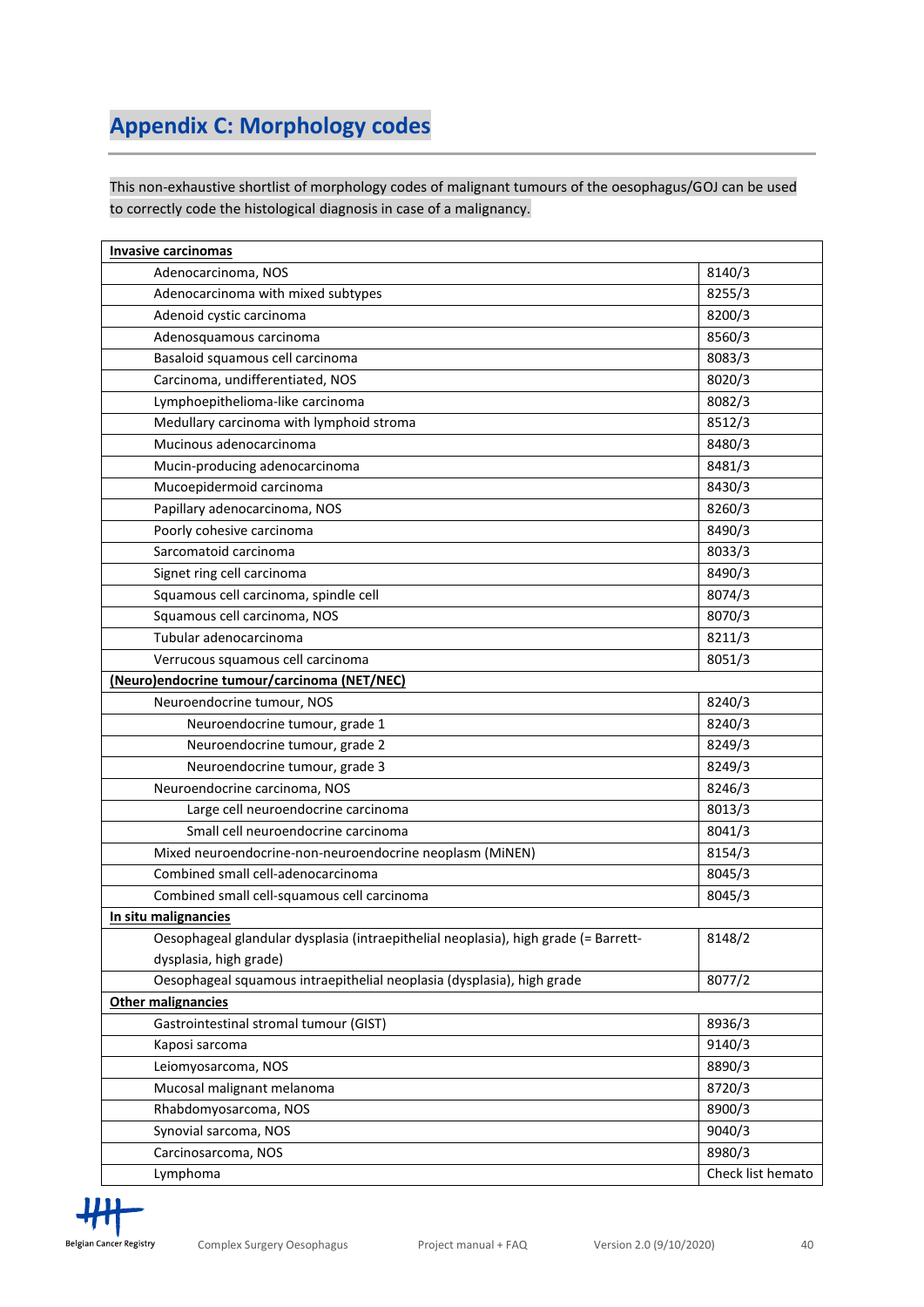# Appendix C: Morphology codes

This non-exhaustive shortlist of morphology codes of malignant tumours of the oesophagus/GOJ can be used to correctly code the histological diagnosis in case of a malignancy.

| | |
|---|---|
| **Invasive carcinomas** | |
| Adenocarcinoma, NOS | 8140/3 |
| Adenocarcinoma with mixed subtypes | 8255/3 |
| Adenoid cystic carcinoma | 8200/3 |
| Adenosquamous carcinoma | 8560/3 |
| Basaloid squamous cell carcinoma | 8083/3 |
| Carcinoma, undifferentiated, NOS | 8020/3 |
| Lymphoepithelioma-like carcinoma | 8082/3 |
| Medullary carcinoma with lymphoid stroma | 8512/3 |
| Mucinous adenocarcinoma | 8480/3 |
| Mucin-producing adenocarcinoma | 8481/3 |
| Mucoepidermoid carcinoma | 8430/3 |
| Papillary adenocarcinoma, NOS | 8260/3 |
| Poorly cohesive carcinoma | 8490/3 |
| Sarcomatoid carcinoma | 8033/3 |
| Signet ring cell carcinoma | 8490/3 |
| Squamous cell carcinoma, spindle cell | 8074/3 |
| Squamous cell carcinoma, NOS | 8070/3 |
| Tubular adenocarcinoma | 8211/3 |
| Verrucous squamous cell carcinoma | 8051/3 |
| **(Neuro)endocrine tumour/carcinoma (NET/NEC)** | |
| Neuroendocrine tumour, NOS | 8240/3 |
| Neuroendocrine tumour, grade 1 | 8240/3 |
| Neuroendocrine tumour, grade 2 | 8249/3 |
| Neuroendocrine tumour, grade 3 | 8249/3 |
| Neuroendocrine carcinoma, NOS | 8246/3 |
| Large cell neuroendocrine carcinoma | 8013/3 |
| Small cell neuroendocrine carcinoma | 8041/3 |
| Mixed neuroendocrine-non-neuroendocrine neoplasm (MiNEN) | 8154/3 |
| Combined small cell-adenocarcinoma | 8045/3 |
| Combined small cell-squamous cell carcinoma | 8045/3 |
| **In situ malignancies** | |
| Oesophageal glandular dysplasia (intraepithelial neoplasia), high grade (= Barrett-dysplasia, high grade) | 8148/2 |
| Oesophageal squamous intraepithelial neoplasia (dysplasia), high grade | 8077/2 |
| **Other malignancies** | |
| Gastrointestinal stromal tumour (GIST) | 8936/3 |
| Kaposi sarcoma | 9140/3 |
| Leiomyosarcoma, NOS | 8890/3 |
| Mucosal malignant melanoma | 8720/3 |
| Rhabdomyosarcoma, NOS | 8900/3 |
| Synovial sarcoma, NOS | 9040/3 |
| Carcinosarcoma, NOS | 8980/3 |
| Lymphoma | Check list hemato |